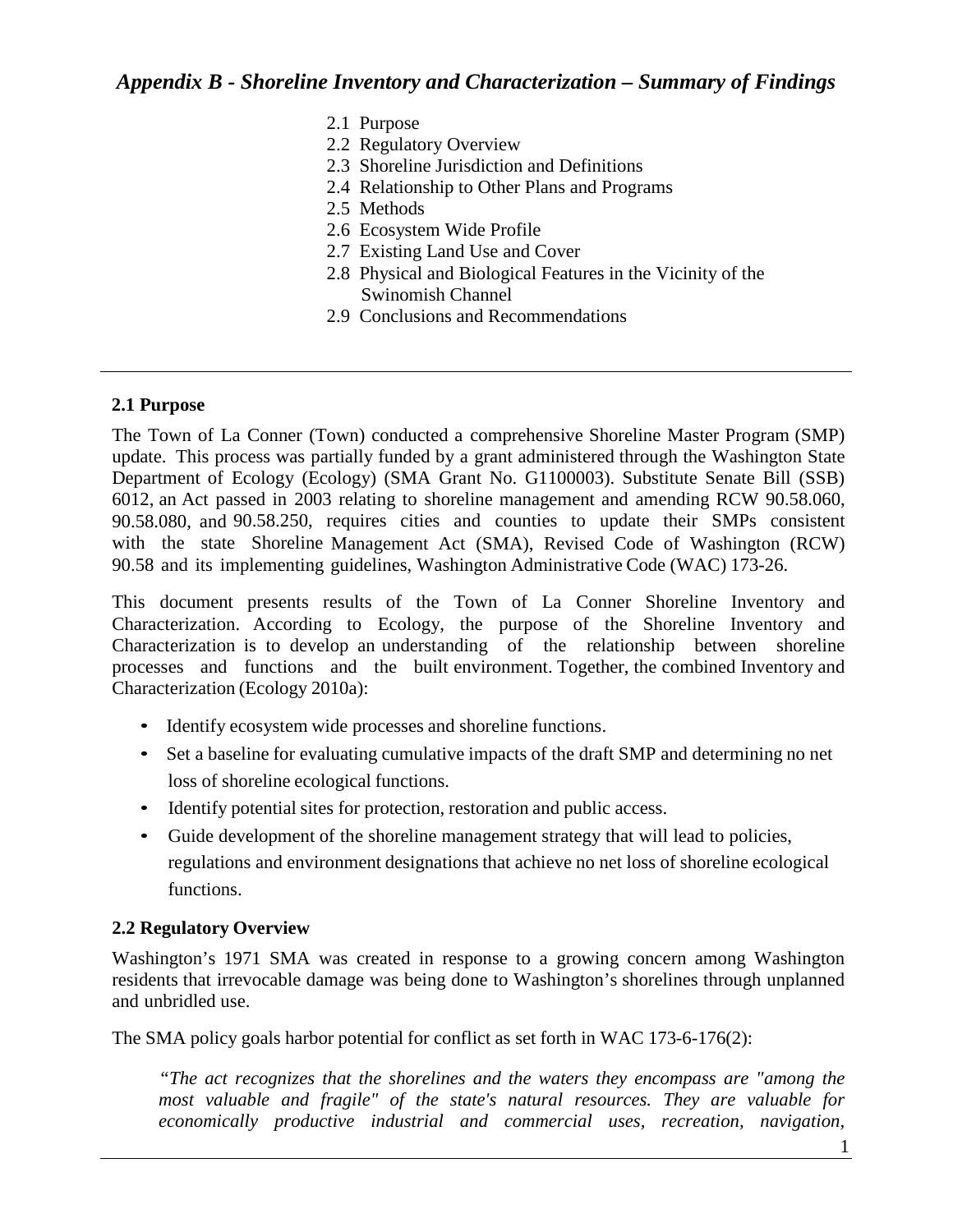# *Appendix B - Shoreline Inventory and Characterization – Summary of Findings*

- 2.1 Purpose
- 2.2 Regulatory Overview
- 2.3 Shoreline Jurisdiction and Definitions
- 2.4 Relationship to Other Plans and Programs
- 2.5 Methods
- 2.6 Ecosystem Wide Profile
- 2.7 Existing Land Use and Cover
- 2.8 Physical and Biological Features in the Vicinity of the Swinomish Channel
- 2.9 Conclusions and Recommendations

---

## 2.1 Purpose

The Town of La Conner (Town) conducted a comprehensive Shoreline Master Program (SMP) update. This process was partially funded by a grant administered through the Washington State Department of Ecology (Ecology) (SMA Grant No. G1100003). Substitute Senate Bill (SSB) 6012, an Act passed in 2003 relating to shoreline management and amending RCW 90.58.060, 90.58.080, and 90.58.250, requires cities and counties to update their SMPs consistent with the state Shoreline Management Act (SMA), Revised Code of Washington (RCW) 90.58 and its implementing guidelines, Washington Administrative Code (WAC) 173-26.

This document presents results of the Town of La Conner Shoreline Inventory and Characterization. According to Ecology, the purpose of the Shoreline Inventory and Characterization is to develop an understanding of the relationship between shoreline processes and functions and the built environment. Together, the combined Inventory and Characterization (Ecology 2010a):

- Identify ecosystem wide processes and shoreline functions.
- Set a baseline for evaluating cumulative impacts of the draft SMP and determining no net loss of shoreline ecological functions.
- Identify potential sites for protection, restoration and public access.
- Guide development of the shoreline management strategy that will lead to policies, regulations and environment designations that achieve no net loss of shoreline ecological functions.

## 2.2 Regulatory Overview

Washington's 1971 SMA was created in response to a growing concern among Washington residents that irrevocable damage was being done to Washington's shorelines through unplanned and unbridled use.

The SMA policy goals harbor potential for conflict as set forth in WAC 173-6-176(2):

> *"The act recognizes that the shorelines and the waters they encompass are "among the most valuable and fragile" of the state's natural resources. They are valuable for economically productive industrial and commercial uses, recreation, navigation,*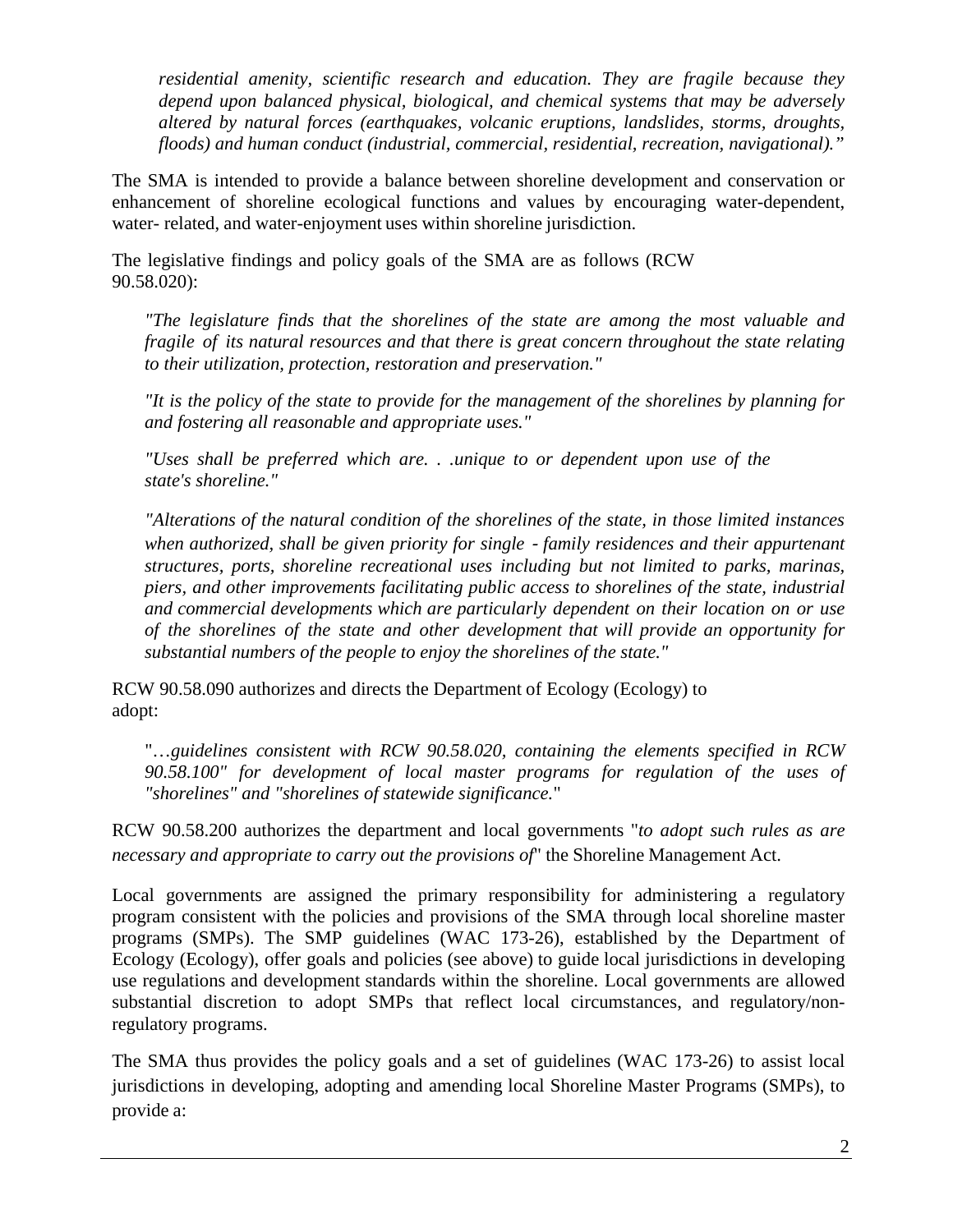*residential amenity, scientific research and education. They are fragile because they depend upon balanced physical, biological, and chemical systems that may be adversely altered by natural forces (earthquakes, volcanic eruptions, landslides, storms, droughts, floods) and human conduct (industrial, commercial, residential, recreation, navigational)."*

The SMA is intended to provide a balance between shoreline development and conservation or enhancement of shoreline ecological functions and values by encouraging water-dependent, water- related, and water-enjoyment uses within shoreline jurisdiction.

The legislative findings and policy goals of the SMA are as follows (RCW 90.58.020):

> *"The legislature finds that the shorelines of the state are among the most valuable and fragile of its natural resources and that there is great concern throughout the state relating to their utilization, protection, restoration and preservation."*
>
> *"It is the policy of the state to provide for the management of the shorelines by planning for and fostering all reasonable and appropriate uses."*
>
> *"Uses shall be preferred which are. . .unique to or dependent upon use of the state's shoreline."*
>
> *"Alterations of the natural condition of the shorelines of the state, in those limited instances when authorized, shall be given priority for single - family residences and their appurtenant structures, ports, shoreline recreational uses including but not limited to parks, marinas, piers, and other improvements facilitating public access to shorelines of the state, industrial and commercial developments which are particularly dependent on their location on or use of the shorelines of the state and other development that will provide an opportunity for substantial numbers of the people to enjoy the shorelines of the state."*

RCW 90.58.090 authorizes and directs the Department of Ecology (Ecology) to adopt:

> "*…guidelines consistent with RCW 90.58.020, containing the elements specified in RCW 90.58.100" for development of local master programs for regulation of the uses of "shorelines" and "shorelines of statewide significance.*"

RCW 90.58.200 authorizes the department and local governments "*to adopt such rules as are necessary and appropriate to carry out the provisions of*" the Shoreline Management Act.

Local governments are assigned the primary responsibility for administering a regulatory program consistent with the policies and provisions of the SMA through local shoreline master programs (SMPs). The SMP guidelines (WAC 173-26), established by the Department of Ecology (Ecology), offer goals and policies (see above) to guide local jurisdictions in developing use regulations and development standards within the shoreline. Local governments are allowed substantial discretion to adopt SMPs that reflect local circumstances, and regulatory/non-regulatory programs.

The SMA thus provides the policy goals and a set of guidelines (WAC 173-26) to assist local jurisdictions in developing, adopting and amending local Shoreline Master Programs (SMPs), to provide a: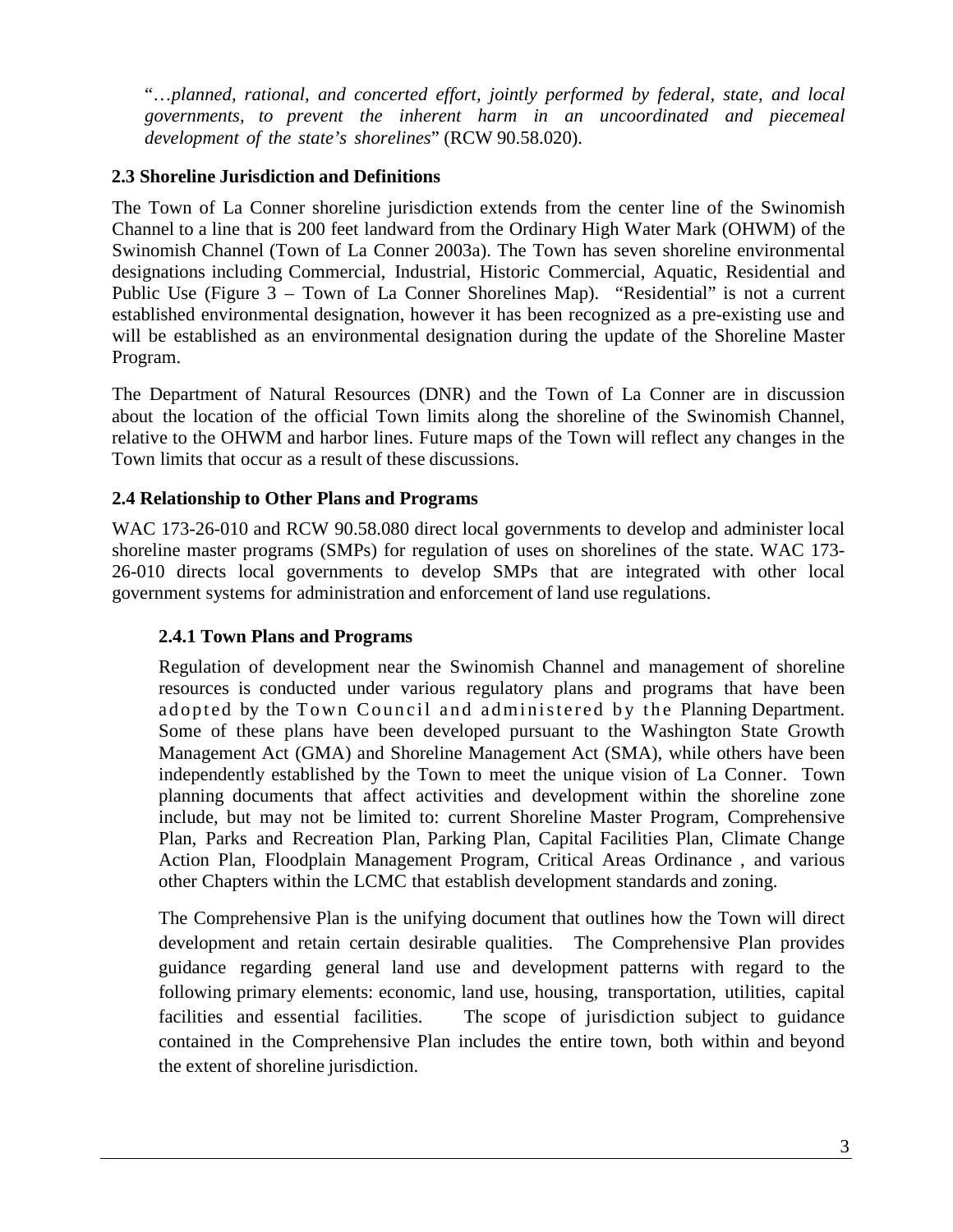"*…planned, rational, and concerted effort, jointly performed by federal, state, and local governments, to prevent the inherent harm in an uncoordinated and piecemeal development of the state's shorelines*" (RCW 90.58.020).

## 2.3 Shoreline Jurisdiction and Definitions

The Town of La Conner shoreline jurisdiction extends from the center line of the Swinomish Channel to a line that is 200 feet landward from the Ordinary High Water Mark (OHWM) of the Swinomish Channel (Town of La Conner 2003a). The Town has seven shoreline environmental designations including Commercial, Industrial, Historic Commercial, Aquatic, Residential and Public Use (Figure 3 – Town of La Conner Shorelines Map). "Residential" is not a current established environmental designation, however it has been recognized as a pre-existing use and will be established as an environmental designation during the update of the Shoreline Master Program.

The Department of Natural Resources (DNR) and the Town of La Conner are in discussion about the location of the official Town limits along the shoreline of the Swinomish Channel, relative to the OHWM and harbor lines. Future maps of the Town will reflect any changes in the Town limits that occur as a result of these discussions.

## 2.4 Relationship to Other Plans and Programs

WAC 173-26-010 and RCW 90.58.080 direct local governments to develop and administer local shoreline master programs (SMPs) for regulation of uses on shorelines of the state. WAC 173-26-010 directs local governments to develop SMPs that are integrated with other local government systems for administration and enforcement of land use regulations.

### 2.4.1 Town Plans and Programs

Regulation of development near the Swinomish Channel and management of shoreline resources is conducted under various regulatory plans and programs that have been adopted by the Town Council and administered by the Planning Department. Some of these plans have been developed pursuant to the Washington State Growth Management Act (GMA) and Shoreline Management Act (SMA), while others have been independently established by the Town to meet the unique vision of La Conner. Town planning documents that affect activities and development within the shoreline zone include, but may not be limited to: current Shoreline Master Program, Comprehensive Plan, Parks and Recreation Plan, Parking Plan, Capital Facilities Plan, Climate Change Action Plan, Floodplain Management Program, Critical Areas Ordinance , and various other Chapters within the LCMC that establish development standards and zoning.

The Comprehensive Plan is the unifying document that outlines how the Town will direct development and retain certain desirable qualities. The Comprehensive Plan provides guidance regarding general land use and development patterns with regard to the following primary elements: economic, land use, housing, transportation, utilities, capital facilities and essential facilities. The scope of jurisdiction subject to guidance contained in the Comprehensive Plan includes the entire town, both within and beyond the extent of shoreline jurisdiction.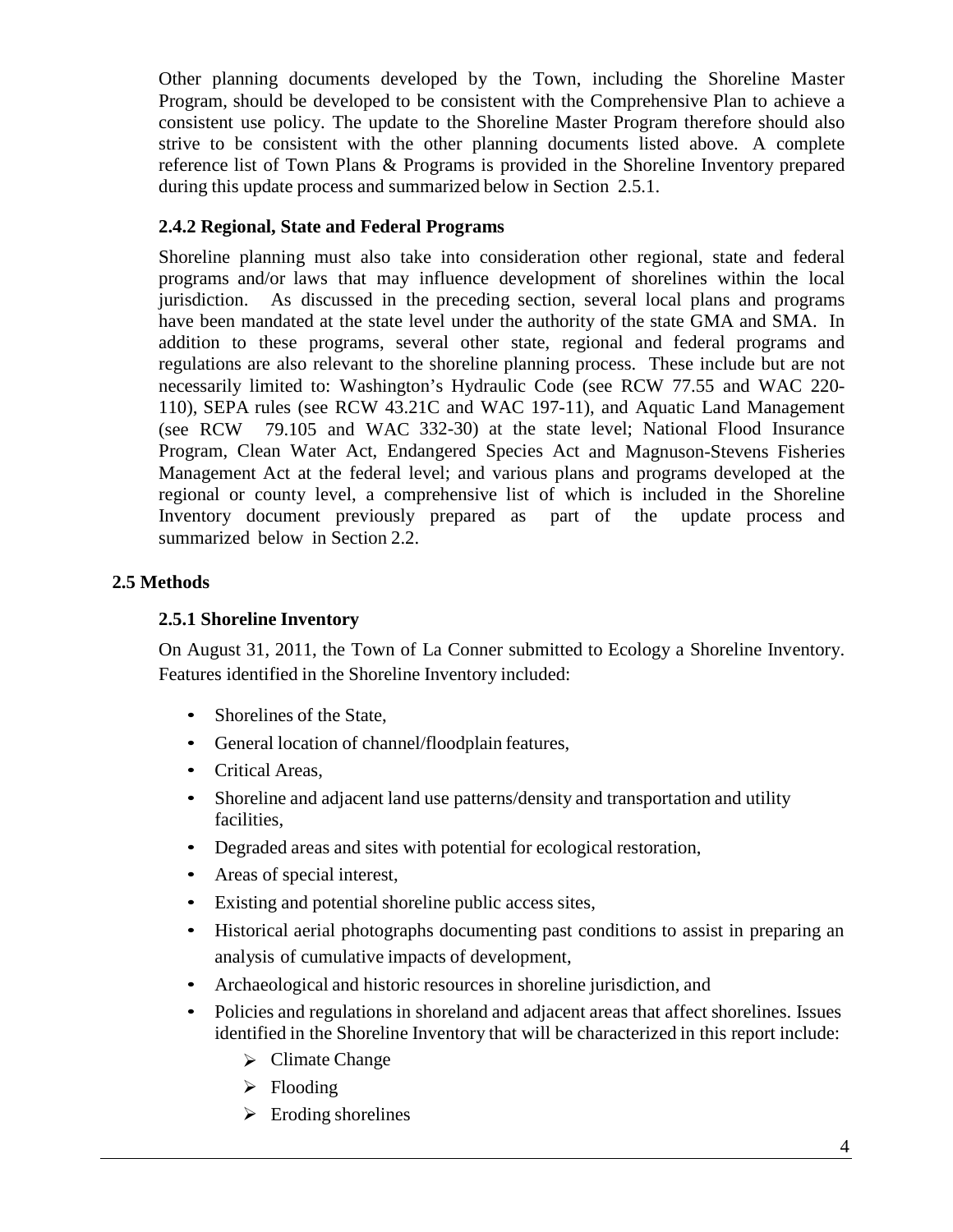Other planning documents developed by the Town, including the Shoreline Master Program, should be developed to be consistent with the Comprehensive Plan to achieve a consistent use policy. The update to the Shoreline Master Program therefore should also strive to be consistent with the other planning documents listed above. A complete reference list of Town Plans & Programs is provided in the Shoreline Inventory prepared during this update process and summarized below in Section 2.5.1.

### 2.4.2 Regional, State and Federal Programs

Shoreline planning must also take into consideration other regional, state and federal programs and/or laws that may influence development of shorelines within the local jurisdiction. As discussed in the preceding section, several local plans and programs have been mandated at the state level under the authority of the state GMA and SMA. In addition to these programs, several other state, regional and federal programs and regulations are also relevant to the shoreline planning process. These include but are not necessarily limited to: Washington's Hydraulic Code (see RCW 77.55 and WAC 220-110), SEPA rules (see RCW 43.21C and WAC 197-11), and Aquatic Land Management (see RCW 79.105 and WAC 332-30) at the state level; National Flood Insurance Program, Clean Water Act, Endangered Species Act and Magnuson-Stevens Fisheries Management Act at the federal level; and various plans and programs developed at the regional or county level, a comprehensive list of which is included in the Shoreline Inventory document previously prepared as part of the update process and summarized below in Section 2.2.

## 2.5 Methods

### 2.5.1 Shoreline Inventory

On August 31, 2011, the Town of La Conner submitted to Ecology a Shoreline Inventory. Features identified in the Shoreline Inventory included:

- Shorelines of the State,
- General location of channel/floodplain features,
- Critical Areas,
- Shoreline and adjacent land use patterns/density and transportation and utility facilities,
- Degraded areas and sites with potential for ecological restoration,
- Areas of special interest,
- Existing and potential shoreline public access sites,
- Historical aerial photographs documenting past conditions to assist in preparing an analysis of cumulative impacts of development,
- Archaeological and historic resources in shoreline jurisdiction, and
- Policies and regulations in shoreland and adjacent areas that affect shorelines. Issues identified in the Shoreline Inventory that will be characterized in this report include:
  - Climate Change
  - Flooding
  - Eroding shorelines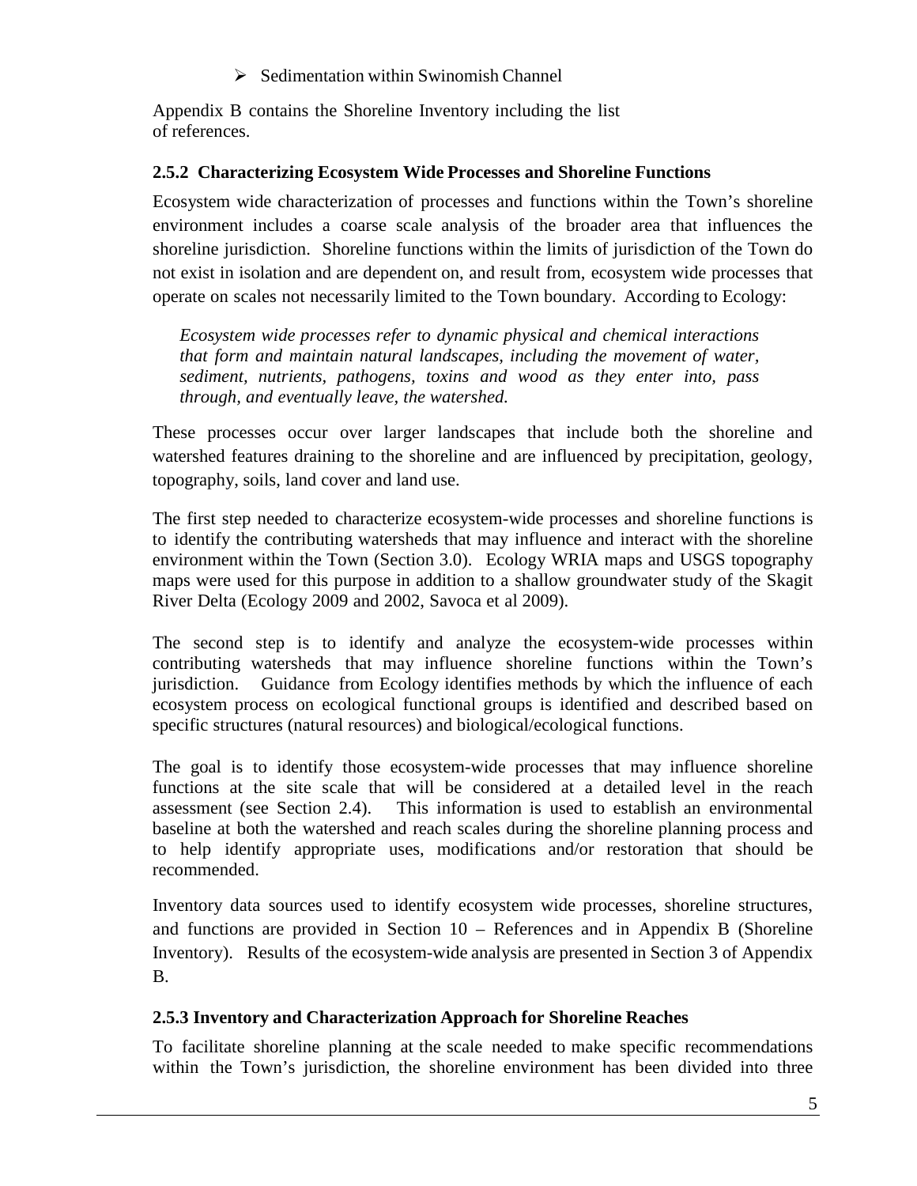- Sedimentation within Swinomish Channel

Appendix B contains the Shoreline Inventory including the list of references.

### 2.5.2 Characterizing Ecosystem Wide Processes and Shoreline Functions

Ecosystem wide characterization of processes and functions within the Town's shoreline environment includes a coarse scale analysis of the broader area that influences the shoreline jurisdiction. Shoreline functions within the limits of jurisdiction of the Town do not exist in isolation and are dependent on, and result from, ecosystem wide processes that operate on scales not necessarily limited to the Town boundary. According to Ecology:

> *Ecosystem wide processes refer to dynamic physical and chemical interactions that form and maintain natural landscapes, including the movement of water, sediment, nutrients, pathogens, toxins and wood as they enter into, pass through, and eventually leave, the watershed.*

These processes occur over larger landscapes that include both the shoreline and watershed features draining to the shoreline and are influenced by precipitation, geology, topography, soils, land cover and land use.

The first step needed to characterize ecosystem-wide processes and shoreline functions is to identify the contributing watersheds that may influence and interact with the shoreline environment within the Town (Section 3.0). Ecology WRIA maps and USGS topography maps were used for this purpose in addition to a shallow groundwater study of the Skagit River Delta (Ecology 2009 and 2002, Savoca et al 2009).

The second step is to identify and analyze the ecosystem-wide processes within contributing watersheds that may influence shoreline functions within the Town's jurisdiction. Guidance from Ecology identifies methods by which the influence of each ecosystem process on ecological functional groups is identified and described based on specific structures (natural resources) and biological/ecological functions.

The goal is to identify those ecosystem-wide processes that may influence shoreline functions at the site scale that will be considered at a detailed level in the reach assessment (see Section 2.4). This information is used to establish an environmental baseline at both the watershed and reach scales during the shoreline planning process and to help identify appropriate uses, modifications and/or restoration that should be recommended.

Inventory data sources used to identify ecosystem wide processes, shoreline structures, and functions are provided in Section 10 – References and in Appendix B (Shoreline Inventory). Results of the ecosystem-wide analysis are presented in Section 3 of Appendix B.

### 2.5.3 Inventory and Characterization Approach for Shoreline Reaches

To facilitate shoreline planning at the scale needed to make specific recommendations within the Town's jurisdiction, the shoreline environment has been divided into three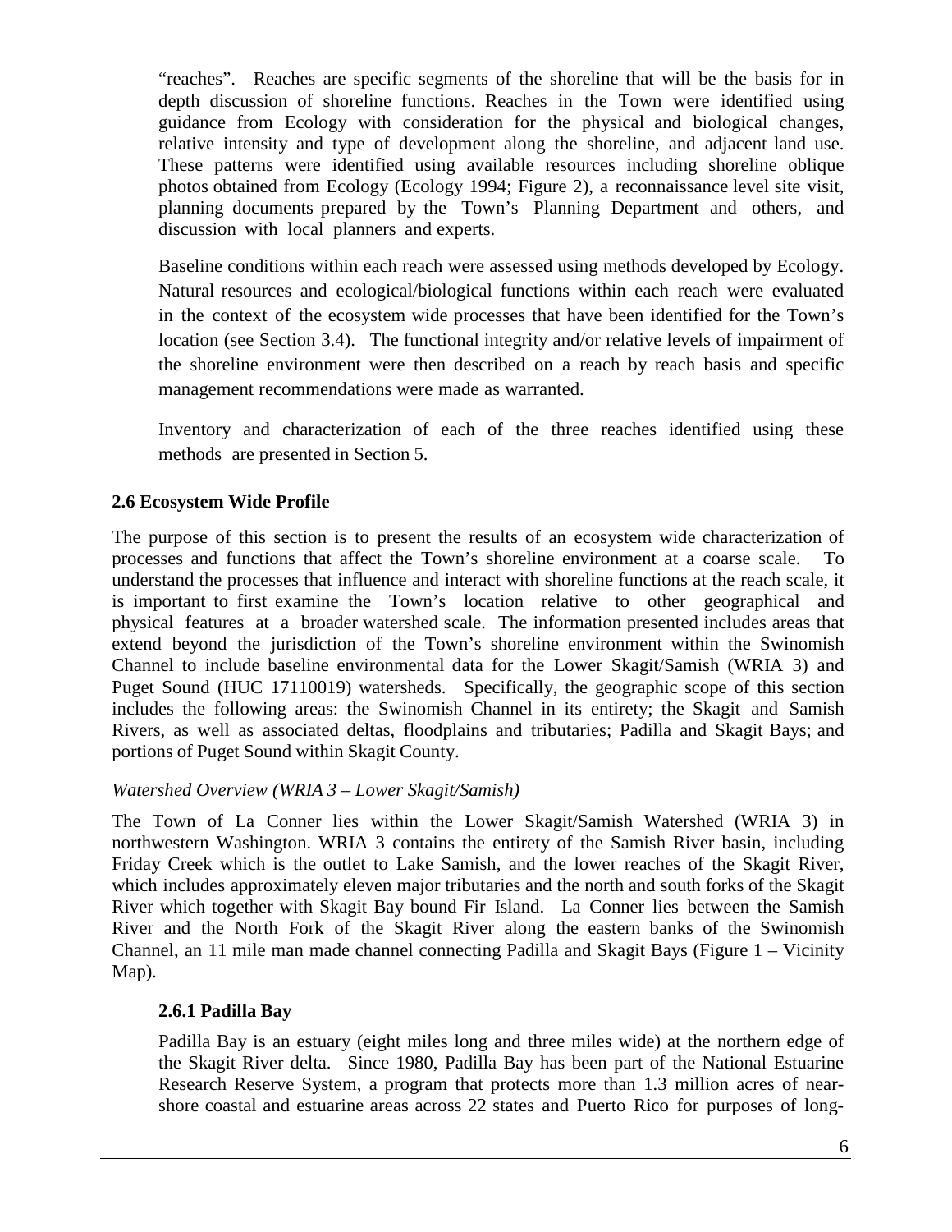"reaches". Reaches are specific segments of the shoreline that will be the basis for in depth discussion of shoreline functions. Reaches in the Town were identified using guidance from Ecology with consideration for the physical and biological changes, relative intensity and type of development along the shoreline, and adjacent land use. These patterns were identified using available resources including shoreline oblique photos obtained from Ecology (Ecology 1994; Figure 2), a reconnaissance level site visit, planning documents prepared by the Town's Planning Department and others, and discussion with local planners and experts.

Baseline conditions within each reach were assessed using methods developed by Ecology. Natural resources and ecological/biological functions within each reach were evaluated in the context of the ecosystem wide processes that have been identified for the Town's location (see Section 3.4). The functional integrity and/or relative levels of impairment of the shoreline environment were then described on a reach by reach basis and specific management recommendations were made as warranted.

Inventory and characterization of each of the three reaches identified using these methods are presented in Section 5.

## 2.6 Ecosystem Wide Profile

The purpose of this section is to present the results of an ecosystem wide characterization of processes and functions that affect the Town's shoreline environment at a coarse scale. To understand the processes that influence and interact with shoreline functions at the reach scale, it is important to first examine the Town's location relative to other geographical and physical features at a broader watershed scale. The information presented includes areas that extend beyond the jurisdiction of the Town's shoreline environment within the Swinomish Channel to include baseline environmental data for the Lower Skagit/Samish (WRIA 3) and Puget Sound (HUC 17110019) watersheds. Specifically, the geographic scope of this section includes the following areas: the Swinomish Channel in its entirety; the Skagit and Samish Rivers, as well as associated deltas, floodplains and tributaries; Padilla and Skagit Bays; and portions of Puget Sound within Skagit County.

*Watershed Overview (WRIA 3 – Lower Skagit/Samish)*

The Town of La Conner lies within the Lower Skagit/Samish Watershed (WRIA 3) in northwestern Washington. WRIA 3 contains the entirety of the Samish River basin, including Friday Creek which is the outlet to Lake Samish, and the lower reaches of the Skagit River, which includes approximately eleven major tributaries and the north and south forks of the Skagit River which together with Skagit Bay bound Fir Island. La Conner lies between the Samish River and the North Fork of the Skagit River along the eastern banks of the Swinomish Channel, an 11 mile man made channel connecting Padilla and Skagit Bays (Figure 1 – Vicinity Map).

### 2.6.1 Padilla Bay

Padilla Bay is an estuary (eight miles long and three miles wide) at the northern edge of the Skagit River delta. Since 1980, Padilla Bay has been part of the National Estuarine Research Reserve System, a program that protects more than 1.3 million acres of near-shore coastal and estuarine areas across 22 states and Puerto Rico for purposes of long-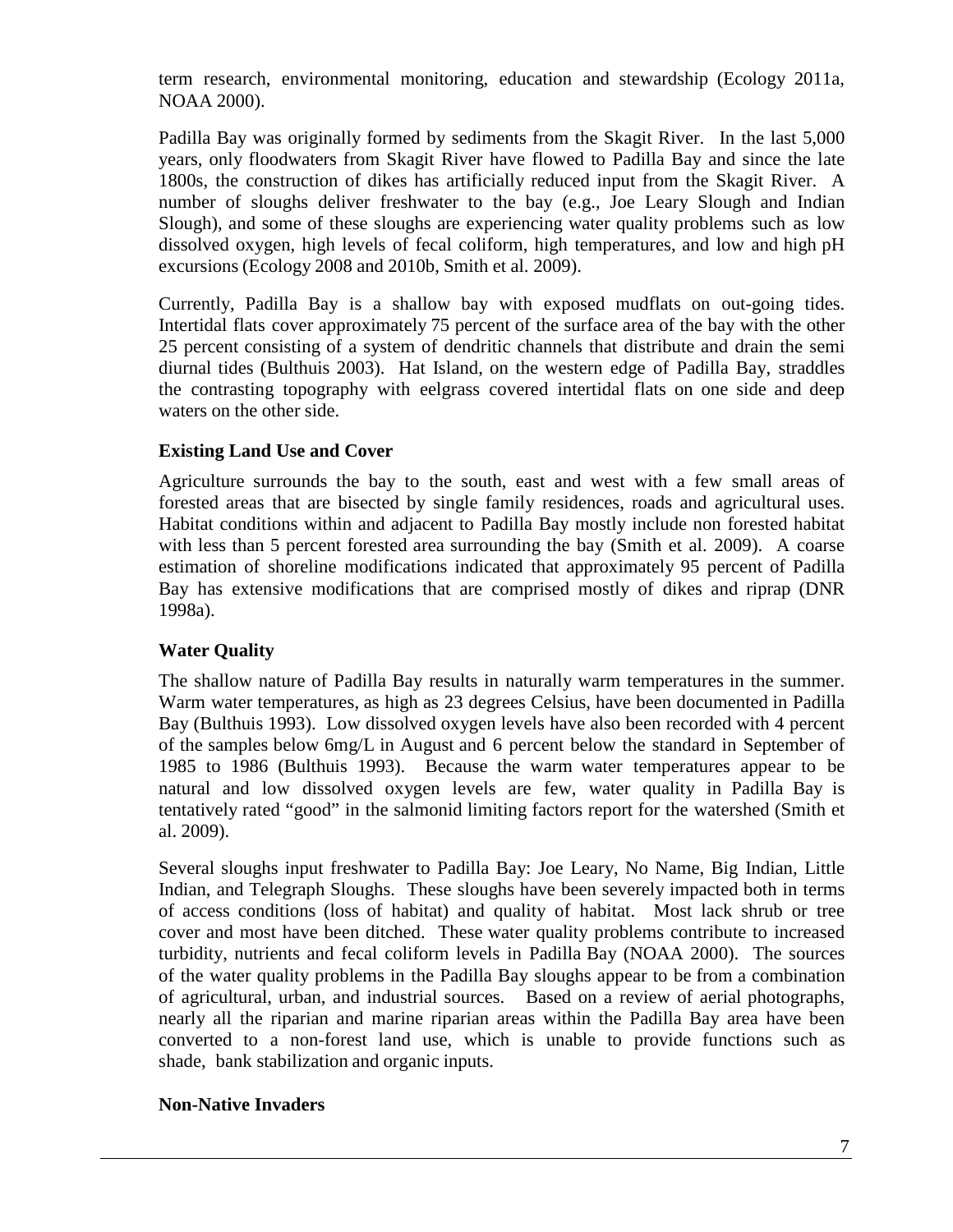term research, environmental monitoring, education and stewardship (Ecology 2011a, NOAA 2000).

Padilla Bay was originally formed by sediments from the Skagit River. In the last 5,000 years, only floodwaters from Skagit River have flowed to Padilla Bay and since the late 1800s, the construction of dikes has artificially reduced input from the Skagit River. A number of sloughs deliver freshwater to the bay (e.g., Joe Leary Slough and Indian Slough), and some of these sloughs are experiencing water quality problems such as low dissolved oxygen, high levels of fecal coliform, high temperatures, and low and high pH excursions (Ecology 2008 and 2010b, Smith et al. 2009).

Currently, Padilla Bay is a shallow bay with exposed mudflats on out-going tides. Intertidal flats cover approximately 75 percent of the surface area of the bay with the other 25 percent consisting of a system of dendritic channels that distribute and drain the semi diurnal tides (Bulthuis 2003). Hat Island, on the western edge of Padilla Bay, straddles the contrasting topography with eelgrass covered intertidal flats on one side and deep waters on the other side.

### Existing Land Use and Cover

Agriculture surrounds the bay to the south, east and west with a few small areas of forested areas that are bisected by single family residences, roads and agricultural uses. Habitat conditions within and adjacent to Padilla Bay mostly include non forested habitat with less than 5 percent forested area surrounding the bay (Smith et al. 2009). A coarse estimation of shoreline modifications indicated that approximately 95 percent of Padilla Bay has extensive modifications that are comprised mostly of dikes and riprap (DNR 1998a).

### Water Quality

The shallow nature of Padilla Bay results in naturally warm temperatures in the summer. Warm water temperatures, as high as 23 degrees Celsius, have been documented in Padilla Bay (Bulthuis 1993). Low dissolved oxygen levels have also been recorded with 4 percent of the samples below 6mg/L in August and 6 percent below the standard in September of 1985 to 1986 (Bulthuis 1993). Because the warm water temperatures appear to be natural and low dissolved oxygen levels are few, water quality in Padilla Bay is tentatively rated "good" in the salmonid limiting factors report for the watershed (Smith et al. 2009).

Several sloughs input freshwater to Padilla Bay: Joe Leary, No Name, Big Indian, Little Indian, and Telegraph Sloughs. These sloughs have been severely impacted both in terms of access conditions (loss of habitat) and quality of habitat. Most lack shrub or tree cover and most have been ditched. These water quality problems contribute to increased turbidity, nutrients and fecal coliform levels in Padilla Bay (NOAA 2000). The sources of the water quality problems in the Padilla Bay sloughs appear to be from a combination of agricultural, urban, and industrial sources. Based on a review of aerial photographs, nearly all the riparian and marine riparian areas within the Padilla Bay area have been converted to a non-forest land use, which is unable to provide functions such as shade, bank stabilization and organic inputs.

### Non-Native Invaders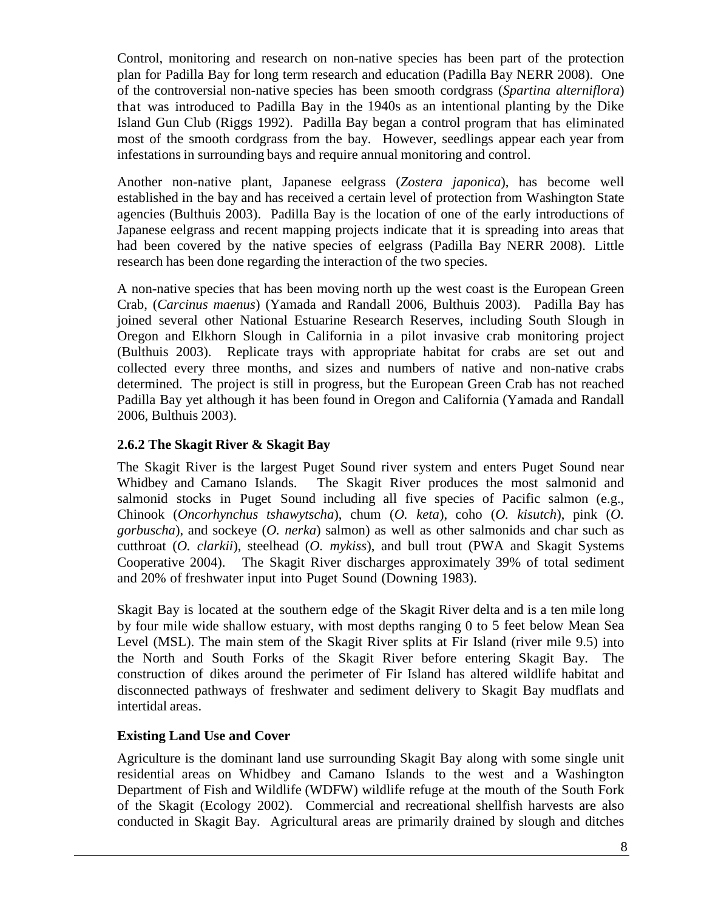Control, monitoring and research on non-native species has been part of the protection plan for Padilla Bay for long term research and education (Padilla Bay NERR 2008). One of the controversial non-native species has been smooth cordgrass (*Spartina alterniflora*) that was introduced to Padilla Bay in the 1940s as an intentional planting by the Dike Island Gun Club (Riggs 1992). Padilla Bay began a control program that has eliminated most of the smooth cordgrass from the bay. However, seedlings appear each year from infestations in surrounding bays and require annual monitoring and control.

Another non-native plant, Japanese eelgrass (*Zostera japonica*), has become well established in the bay and has received a certain level of protection from Washington State agencies (Bulthuis 2003). Padilla Bay is the location of one of the early introductions of Japanese eelgrass and recent mapping projects indicate that it is spreading into areas that had been covered by the native species of eelgrass (Padilla Bay NERR 2008). Little research has been done regarding the interaction of the two species.

A non-native species that has been moving north up the west coast is the European Green Crab, (*Carcinus maenus*) (Yamada and Randall 2006, Bulthuis 2003). Padilla Bay has joined several other National Estuarine Research Reserves, including South Slough in Oregon and Elkhorn Slough in California in a pilot invasive crab monitoring project (Bulthuis 2003). Replicate trays with appropriate habitat for crabs are set out and collected every three months, and sizes and numbers of native and non-native crabs determined. The project is still in progress, but the European Green Crab has not reached Padilla Bay yet although it has been found in Oregon and California (Yamada and Randall 2006, Bulthuis 2003).

### 2.6.2 The Skagit River & Skagit Bay

The Skagit River is the largest Puget Sound river system and enters Puget Sound near Whidbey and Camano Islands. The Skagit River produces the most salmonid and salmonid stocks in Puget Sound including all five species of Pacific salmon (e.g., Chinook (*Oncorhynchus tshawytscha*), chum (*O. keta*), coho (*O. kisutch*), pink (*O. gorbuscha*), and sockeye (*O. nerka*) salmon) as well as other salmonids and char such as cutthroat (*O. clarkii*), steelhead (*O. mykiss*), and bull trout (PWA and Skagit Systems Cooperative 2004). The Skagit River discharges approximately 39% of total sediment and 20% of freshwater input into Puget Sound (Downing 1983).

Skagit Bay is located at the southern edge of the Skagit River delta and is a ten mile long by four mile wide shallow estuary, with most depths ranging 0 to 5 feet below Mean Sea Level (MSL). The main stem of the Skagit River splits at Fir Island (river mile 9.5) into the North and South Forks of the Skagit River before entering Skagit Bay. The construction of dikes around the perimeter of Fir Island has altered wildlife habitat and disconnected pathways of freshwater and sediment delivery to Skagit Bay mudflats and intertidal areas.

### Existing Land Use and Cover

Agriculture is the dominant land use surrounding Skagit Bay along with some single unit residential areas on Whidbey and Camano Islands to the west and a Washington Department of Fish and Wildlife (WDFW) wildlife refuge at the mouth of the South Fork of the Skagit (Ecology 2002). Commercial and recreational shellfish harvests are also conducted in Skagit Bay. Agricultural areas are primarily drained by slough and ditches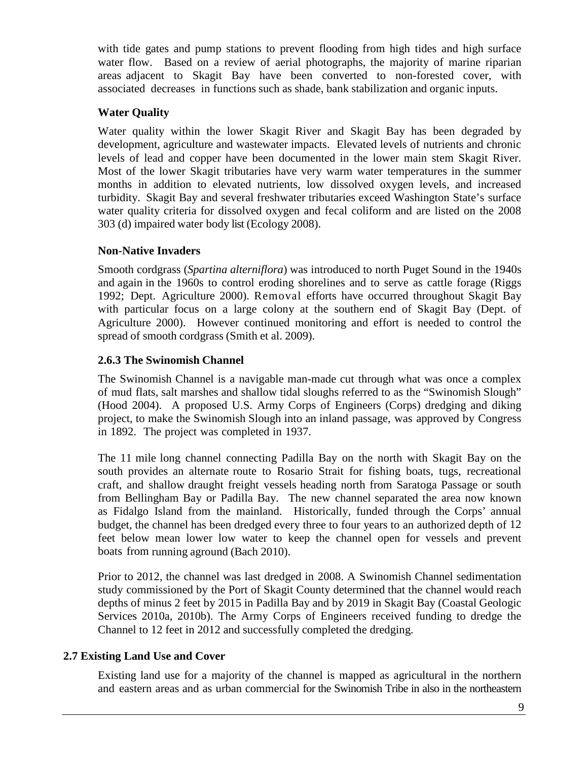with tide gates and pump stations to prevent flooding from high tides and high surface water flow. Based on a review of aerial photographs, the majority of marine riparian areas adjacent to Skagit Bay have been converted to non-forested cover, with associated decreases in functions such as shade, bank stabilization and organic inputs.

### Water Quality

Water quality within the lower Skagit River and Skagit Bay has been degraded by development, agriculture and wastewater impacts. Elevated levels of nutrients and chronic levels of lead and copper have been documented in the lower main stem Skagit River. Most of the lower Skagit tributaries have very warm water temperatures in the summer months in addition to elevated nutrients, low dissolved oxygen levels, and increased turbidity. Skagit Bay and several freshwater tributaries exceed Washington State's surface water quality criteria for dissolved oxygen and fecal coliform and are listed on the 2008 303 (d) impaired water body list (Ecology 2008).

### Non-Native Invaders

Smooth cordgrass (*Spartina alterniflora*) was introduced to north Puget Sound in the 1940s and again in the 1960s to control eroding shorelines and to serve as cattle forage (Riggs 1992; Dept. Agriculture 2000). Removal efforts have occurred throughout Skagit Bay with particular focus on a large colony at the southern end of Skagit Bay (Dept. of Agriculture 2000). However continued monitoring and effort is needed to control the spread of smooth cordgrass (Smith et al. 2009).

### 2.6.3 The Swinomish Channel

The Swinomish Channel is a navigable man-made cut through what was once a complex of mud flats, salt marshes and shallow tidal sloughs referred to as the "Swinomish Slough" (Hood 2004). A proposed U.S. Army Corps of Engineers (Corps) dredging and diking project, to make the Swinomish Slough into an inland passage, was approved by Congress in 1892. The project was completed in 1937.

The 11 mile long channel connecting Padilla Bay on the north with Skagit Bay on the south provides an alternate route to Rosario Strait for fishing boats, tugs, recreational craft, and shallow draught freight vessels heading north from Saratoga Passage or south from Bellingham Bay or Padilla Bay. The new channel separated the area now known as Fidalgo Island from the mainland. Historically, funded through the Corps' annual budget, the channel has been dredged every three to four years to an authorized depth of 12 feet below mean lower low water to keep the channel open for vessels and prevent boats from running aground (Bach 2010).

Prior to 2012, the channel was last dredged in 2008. A Swinomish Channel sedimentation study commissioned by the Port of Skagit County determined that the channel would reach depths of minus 2 feet by 2015 in Padilla Bay and by 2019 in Skagit Bay (Coastal Geologic Services 2010a, 2010b). The Army Corps of Engineers received funding to dredge the Channel to 12 feet in 2012 and successfully completed the dredging.

## 2.7 Existing Land Use and Cover

Existing land use for a majority of the channel is mapped as agricultural in the northern and eastern areas and as urban commercial for the Swinomish Tribe in also in the northeastern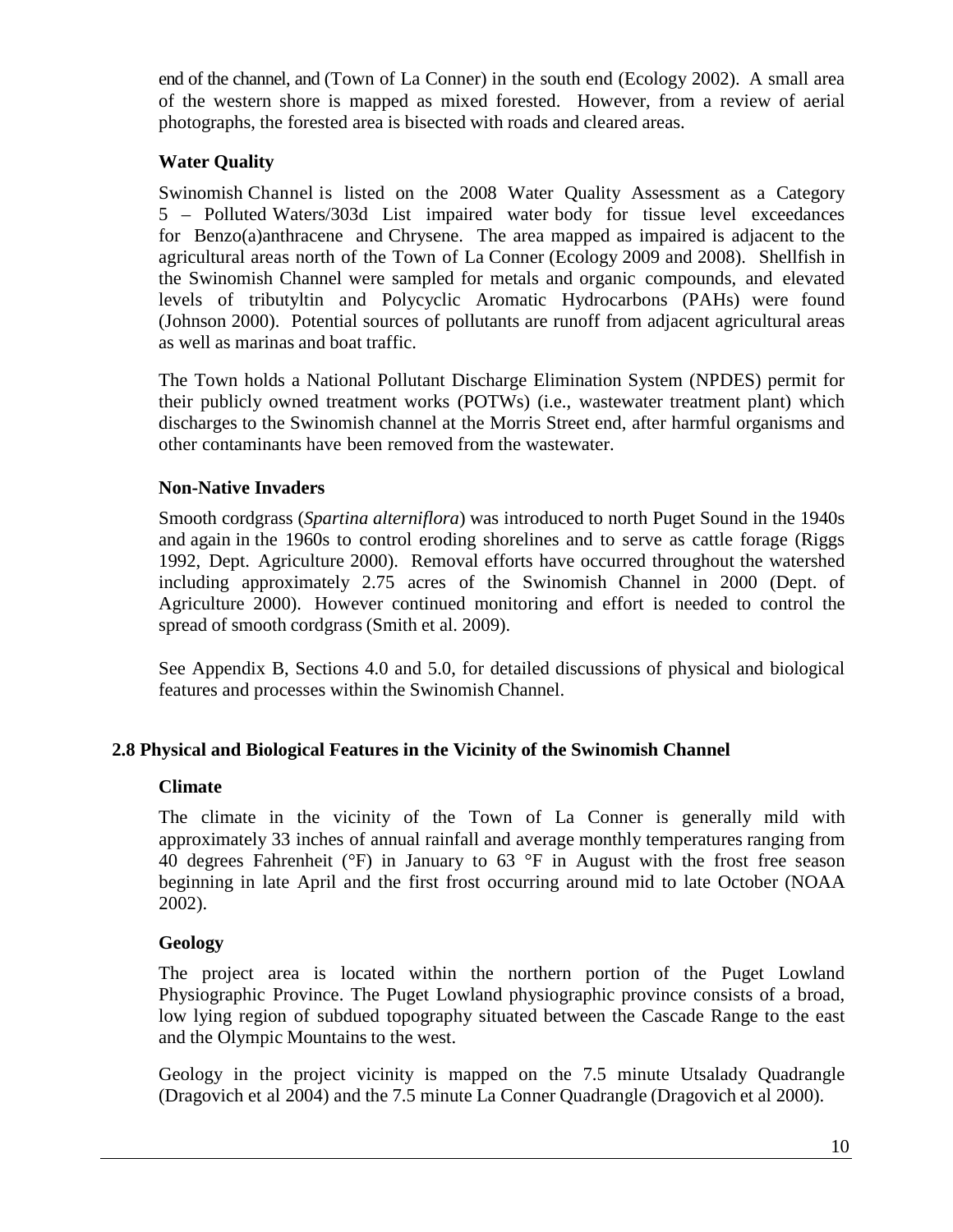end of the channel, and (Town of La Conner) in the south end (Ecology 2002). A small area of the western shore is mapped as mixed forested. However, from a review of aerial photographs, the forested area is bisected with roads and cleared areas.

### Water Quality

Swinomish Channel is listed on the 2008 Water Quality Assessment as a Category 5 – Polluted Waters/303d List impaired water body for tissue level exceedances for Benzo(a)anthracene and Chrysene. The area mapped as impaired is adjacent to the agricultural areas north of the Town of La Conner (Ecology 2009 and 2008). Shellfish in the Swinomish Channel were sampled for metals and organic compounds, and elevated levels of tributyltin and Polycyclic Aromatic Hydrocarbons (PAHs) were found (Johnson 2000). Potential sources of pollutants are runoff from adjacent agricultural areas as well as marinas and boat traffic.

The Town holds a National Pollutant Discharge Elimination System (NPDES) permit for their publicly owned treatment works (POTWs) (i.e., wastewater treatment plant) which discharges to the Swinomish channel at the Morris Street end, after harmful organisms and other contaminants have been removed from the wastewater.

### Non-Native Invaders

Smooth cordgrass (*Spartina alterniflora*) was introduced to north Puget Sound in the 1940s and again in the 1960s to control eroding shorelines and to serve as cattle forage (Riggs 1992, Dept. Agriculture 2000). Removal efforts have occurred throughout the watershed including approximately 2.75 acres of the Swinomish Channel in 2000 (Dept. of Agriculture 2000). However continued monitoring and effort is needed to control the spread of smooth cordgrass (Smith et al. 2009).

See Appendix B, Sections 4.0 and 5.0, for detailed discussions of physical and biological features and processes within the Swinomish Channel.

## 2.8 Physical and Biological Features in the Vicinity of the Swinomish Channel

### Climate

The climate in the vicinity of the Town of La Conner is generally mild with approximately 33 inches of annual rainfall and average monthly temperatures ranging from 40 degrees Fahrenheit (°F) in January to 63 °F in August with the frost free season beginning in late April and the first frost occurring around mid to late October (NOAA 2002).

### Geology

The project area is located within the northern portion of the Puget Lowland Physiographic Province. The Puget Lowland physiographic province consists of a broad, low lying region of subdued topography situated between the Cascade Range to the east and the Olympic Mountains to the west.

Geology in the project vicinity is mapped on the 7.5 minute Utsalady Quadrangle (Dragovich et al 2004) and the 7.5 minute La Conner Quadrangle (Dragovich et al 2000).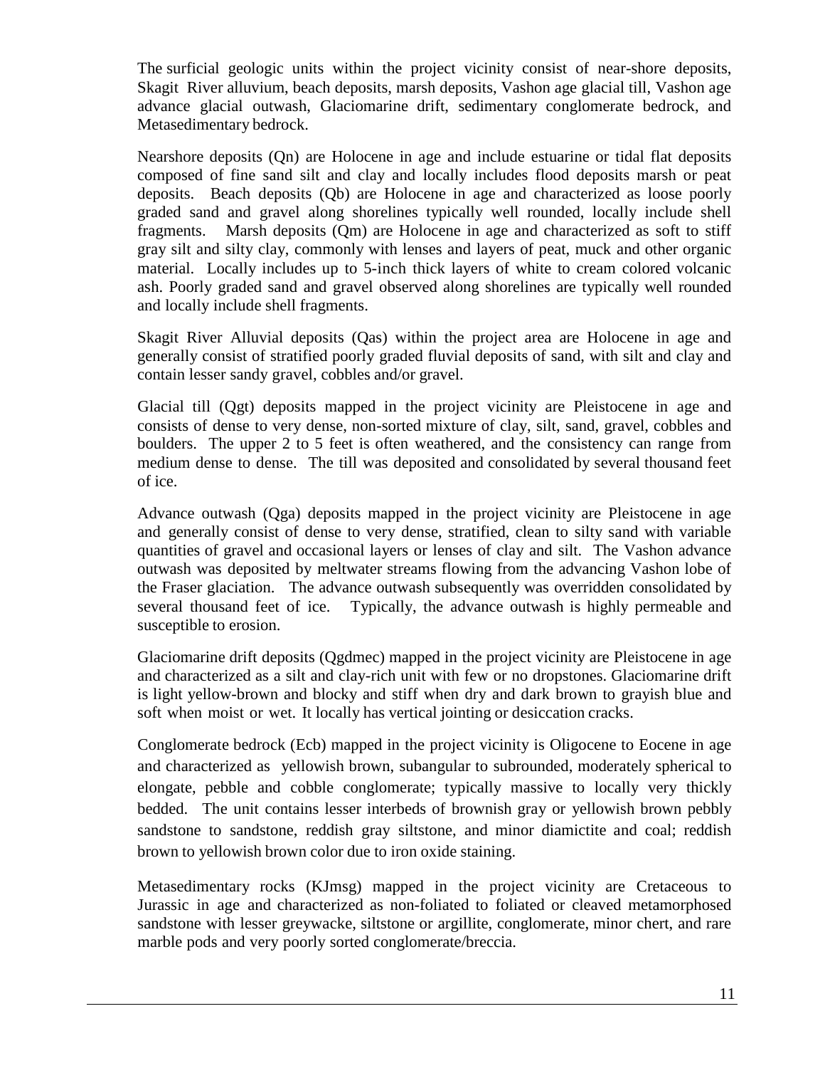The surficial geologic units within the project vicinity consist of near-shore deposits, Skagit River alluvium, beach deposits, marsh deposits, Vashon age glacial till, Vashon age advance glacial outwash, Glaciomarine drift, sedimentary conglomerate bedrock, and Metasedimentary bedrock.

Nearshore deposits (Qn) are Holocene in age and include estuarine or tidal flat deposits composed of fine sand silt and clay and locally includes flood deposits marsh or peat deposits. Beach deposits (Qb) are Holocene in age and characterized as loose poorly graded sand and gravel along shorelines typically well rounded, locally include shell fragments. Marsh deposits (Qm) are Holocene in age and characterized as soft to stiff gray silt and silty clay, commonly with lenses and layers of peat, muck and other organic material. Locally includes up to 5-inch thick layers of white to cream colored volcanic ash. Poorly graded sand and gravel observed along shorelines are typically well rounded and locally include shell fragments.

Skagit River Alluvial deposits (Qas) within the project area are Holocene in age and generally consist of stratified poorly graded fluvial deposits of sand, with silt and clay and contain lesser sandy gravel, cobbles and/or gravel.

Glacial till (Qgt) deposits mapped in the project vicinity are Pleistocene in age and consists of dense to very dense, non-sorted mixture of clay, silt, sand, gravel, cobbles and boulders. The upper 2 to 5 feet is often weathered, and the consistency can range from medium dense to dense. The till was deposited and consolidated by several thousand feet of ice.

Advance outwash (Qga) deposits mapped in the project vicinity are Pleistocene in age and generally consist of dense to very dense, stratified, clean to silty sand with variable quantities of gravel and occasional layers or lenses of clay and silt. The Vashon advance outwash was deposited by meltwater streams flowing from the advancing Vashon lobe of the Fraser glaciation. The advance outwash subsequently was overridden consolidated by several thousand feet of ice. Typically, the advance outwash is highly permeable and susceptible to erosion.

Glaciomarine drift deposits (Qgdmec) mapped in the project vicinity are Pleistocene in age and characterized as a silt and clay-rich unit with few or no dropstones. Glaciomarine drift is light yellow-brown and blocky and stiff when dry and dark brown to grayish blue and soft when moist or wet. It locally has vertical jointing or desiccation cracks.

Conglomerate bedrock (Ecb) mapped in the project vicinity is Oligocene to Eocene in age and characterized as yellowish brown, subangular to subrounded, moderately spherical to elongate, pebble and cobble conglomerate; typically massive to locally very thickly bedded. The unit contains lesser interbeds of brownish gray or yellowish brown pebbly sandstone to sandstone, reddish gray siltstone, and minor diamictite and coal; reddish brown to yellowish brown color due to iron oxide staining.

Metasedimentary rocks (KJmsg) mapped in the project vicinity are Cretaceous to Jurassic in age and characterized as non-foliated to foliated or cleaved metamorphosed sandstone with lesser greywacke, siltstone or argillite, conglomerate, minor chert, and rare marble pods and very poorly sorted conglomerate/breccia.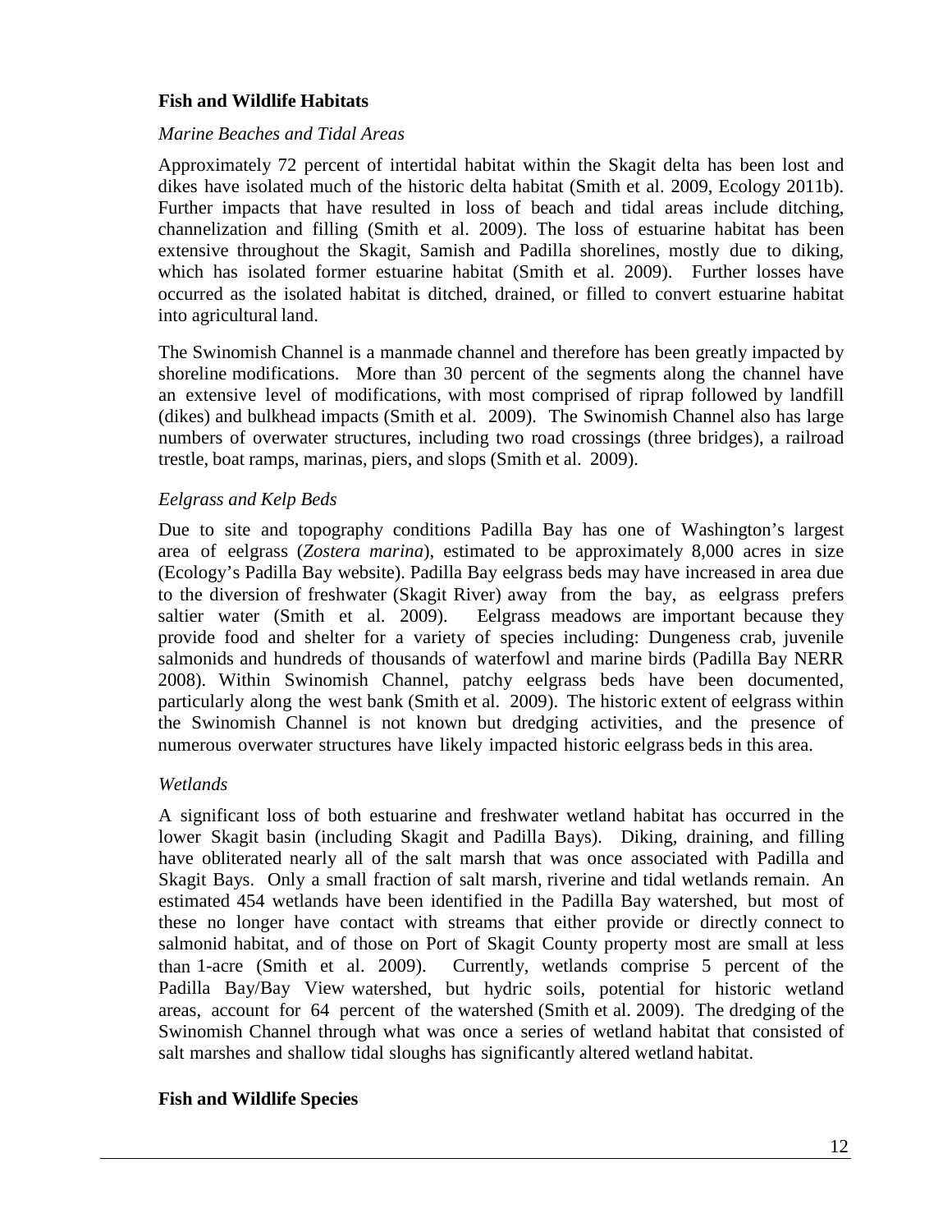## Fish and Wildlife Habitats

### *Marine Beaches and Tidal Areas*

Approximately 72 percent of intertidal habitat within the Skagit delta has been lost and dikes have isolated much of the historic delta habitat (Smith et al. 2009, Ecology 2011b). Further impacts that have resulted in loss of beach and tidal areas include ditching, channelization and filling (Smith et al. 2009). The loss of estuarine habitat has been extensive throughout the Skagit, Samish and Padilla shorelines, mostly due to diking, which has isolated former estuarine habitat (Smith et al. 2009). Further losses have occurred as the isolated habitat is ditched, drained, or filled to convert estuarine habitat into agricultural land.

The Swinomish Channel is a manmade channel and therefore has been greatly impacted by shoreline modifications. More than 30 percent of the segments along the channel have an extensive level of modifications, with most comprised of riprap followed by landfill (dikes) and bulkhead impacts (Smith et al. 2009). The Swinomish Channel also has large numbers of overwater structures, including two road crossings (three bridges), a railroad trestle, boat ramps, marinas, piers, and slops (Smith et al. 2009).

### *Eelgrass and Kelp Beds*

Due to site and topography conditions Padilla Bay has one of Washington's largest area of eelgrass (*Zostera marina*), estimated to be approximately 8,000 acres in size (Ecology's Padilla Bay website). Padilla Bay eelgrass beds may have increased in area due to the diversion of freshwater (Skagit River) away from the bay, as eelgrass prefers saltier water (Smith et al. 2009). Eelgrass meadows are important because they provide food and shelter for a variety of species including: Dungeness crab, juvenile salmonids and hundreds of thousands of waterfowl and marine birds (Padilla Bay NERR 2008). Within Swinomish Channel, patchy eelgrass beds have been documented, particularly along the west bank (Smith et al. 2009). The historic extent of eelgrass within the Swinomish Channel is not known but dredging activities, and the presence of numerous overwater structures have likely impacted historic eelgrass beds in this area.

### *Wetlands*

A significant loss of both estuarine and freshwater wetland habitat has occurred in the lower Skagit basin (including Skagit and Padilla Bays). Diking, draining, and filling have obliterated nearly all of the salt marsh that was once associated with Padilla and Skagit Bays. Only a small fraction of salt marsh, riverine and tidal wetlands remain. An estimated 454 wetlands have been identified in the Padilla Bay watershed, but most of these no longer have contact with streams that either provide or directly connect to salmonid habitat, and of those on Port of Skagit County property most are small at less than 1-acre (Smith et al. 2009). Currently, wetlands comprise 5 percent of the Padilla Bay/Bay View watershed, but hydric soils, potential for historic wetland areas, account for 64 percent of the watershed (Smith et al. 2009). The dredging of the Swinomish Channel through what was once a series of wetland habitat that consisted of salt marshes and shallow tidal sloughs has significantly altered wetland habitat.

## Fish and Wildlife Species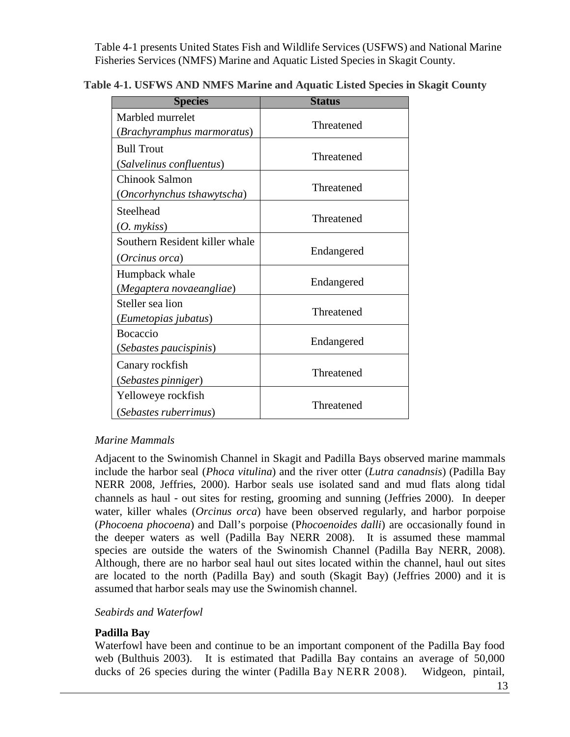Table 4-1 presents United States Fish and Wildlife Services (USFWS) and National Marine Fisheries Services (NMFS) Marine and Aquatic Listed Species in Skagit County.

**Table 4-1. USFWS AND NMFS Marine and Aquatic Listed Species in Skagit County**

| Species | Status |
|---|---|
| Marbled murrelet (*Brachyramphus marmoratus*) | Threatened |
| Bull Trout (*Salvelinus confluentus*) | Threatened |
| Chinook Salmon (*Oncorhynchus tshawytscha*) | Threatened |
| Steelhead (*O. mykiss*) | Threatened |
| Southern Resident killer whale (*Orcinus orca*) | Endangered |
| Humpback whale (*Megaptera novaeangliae*) | Endangered |
| Steller sea lion (*Eumetopias jubatus*) | Threatened |
| Bocaccio (*Sebastes paucispinis*) | Endangered |
| Canary rockfish (*Sebastes pinniger*) | Threatened |
| Yelloweye rockfish (*Sebastes ruberrimus*) | Threatened |

*Marine Mammals*

Adjacent to the Swinomish Channel in Skagit and Padilla Bays observed marine mammals include the harbor seal (*Phoca vitulina*) and the river otter (*Lutra canadnsis*) (Padilla Bay NERR 2008, Jeffries, 2000). Harbor seals use isolated sand and mud flats along tidal channels as haul - out sites for resting, grooming and sunning (Jeffries 2000). In deeper water, killer whales (*Orcinus orca*) have been observed regularly, and harbor porpoise (*Phocoena phocoena*) and Dall's porpoise (P*hocoenoides dalli*) are occasionally found in the deeper waters as well (Padilla Bay NERR 2008). It is assumed these mammal species are outside the waters of the Swinomish Channel (Padilla Bay NERR, 2008). Although, there are no harbor seal haul out sites located within the channel, haul out sites are located to the north (Padilla Bay) and south (Skagit Bay) (Jeffries 2000) and it is assumed that harbor seals may use the Swinomish channel.

*Seabirds and Waterfowl*

**Padilla Bay**

Waterfowl have been and continue to be an important component of the Padilla Bay food web (Bulthuis 2003). It is estimated that Padilla Bay contains an average of 50,000 ducks of 26 species during the winter (Padilla Bay NERR 2008). Widgeon, pintail,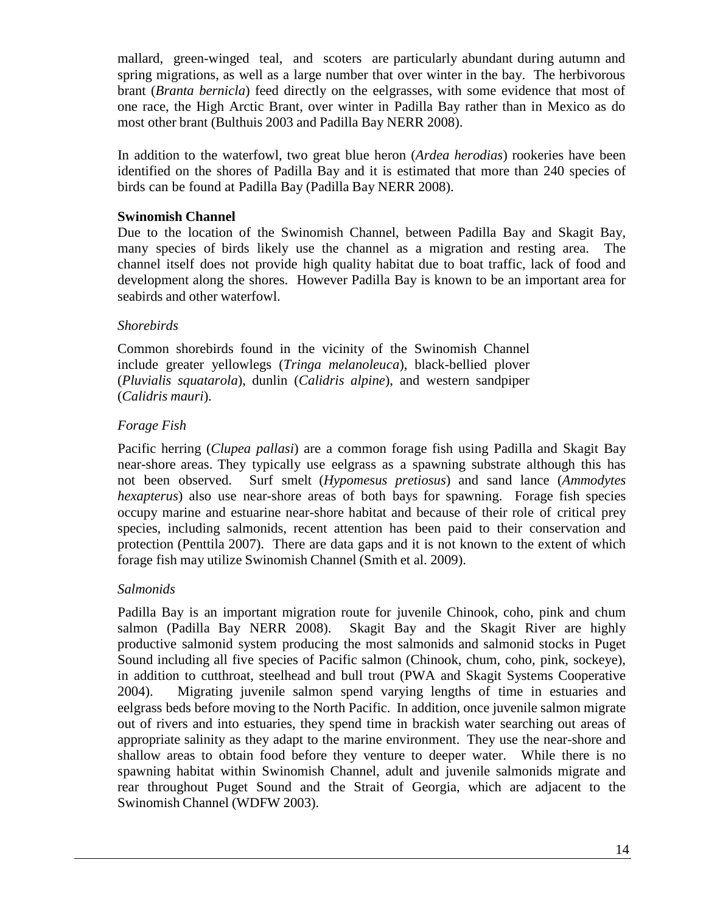mallard, green-winged teal, and scoters are particularly abundant during autumn and spring migrations, as well as a large number that over winter in the bay. The herbivorous brant (*Branta bernicla*) feed directly on the eelgrasses, with some evidence that most of one race, the High Arctic Brant, over winter in Padilla Bay rather than in Mexico as do most other brant (Bulthuis 2003 and Padilla Bay NERR 2008).

In addition to the waterfowl, two great blue heron (*Ardea herodias*) rookeries have been identified on the shores of Padilla Bay and it is estimated that more than 240 species of birds can be found at Padilla Bay (Padilla Bay NERR 2008).

**Swinomish Channel**

Due to the location of the Swinomish Channel, between Padilla Bay and Skagit Bay, many species of birds likely use the channel as a migration and resting area. The channel itself does not provide high quality habitat due to boat traffic, lack of food and development along the shores. However Padilla Bay is known to be an important area for seabirds and other waterfowl.

*Shorebirds*

Common shorebirds found in the vicinity of the Swinomish Channel include greater yellowlegs (*Tringa melanoleuca*), black-bellied plover (*Pluvialis squatarola*), dunlin (*Calidris alpine*), and western sandpiper (*Calidris mauri*).

*Forage Fish*

Pacific herring (*Clupea pallasi*) are a common forage fish using Padilla and Skagit Bay near-shore areas. They typically use eelgrass as a spawning substrate although this has not been observed. Surf smelt (*Hypomesus pretiosus*) and sand lance (*Ammodytes hexapterus*) also use near-shore areas of both bays for spawning. Forage fish species occupy marine and estuarine near-shore habitat and because of their role of critical prey species, including salmonids, recent attention has been paid to their conservation and protection (Penttila 2007). There are data gaps and it is not known to the extent of which forage fish may utilize Swinomish Channel (Smith et al. 2009).

*Salmonids*

Padilla Bay is an important migration route for juvenile Chinook, coho, pink and chum salmon (Padilla Bay NERR 2008). Skagit Bay and the Skagit River are highly productive salmonid system producing the most salmonids and salmonid stocks in Puget Sound including all five species of Pacific salmon (Chinook, chum, coho, pink, sockeye), in addition to cutthroat, steelhead and bull trout (PWA and Skagit Systems Cooperative 2004). Migrating juvenile salmon spend varying lengths of time in estuaries and eelgrass beds before moving to the North Pacific. In addition, once juvenile salmon migrate out of rivers and into estuaries, they spend time in brackish water searching out areas of appropriate salinity as they adapt to the marine environment. They use the near-shore and shallow areas to obtain food before they venture to deeper water. While there is no spawning habitat within Swinomish Channel, adult and juvenile salmonids migrate and rear throughout Puget Sound and the Strait of Georgia, which are adjacent to the Swinomish Channel (WDFW 2003).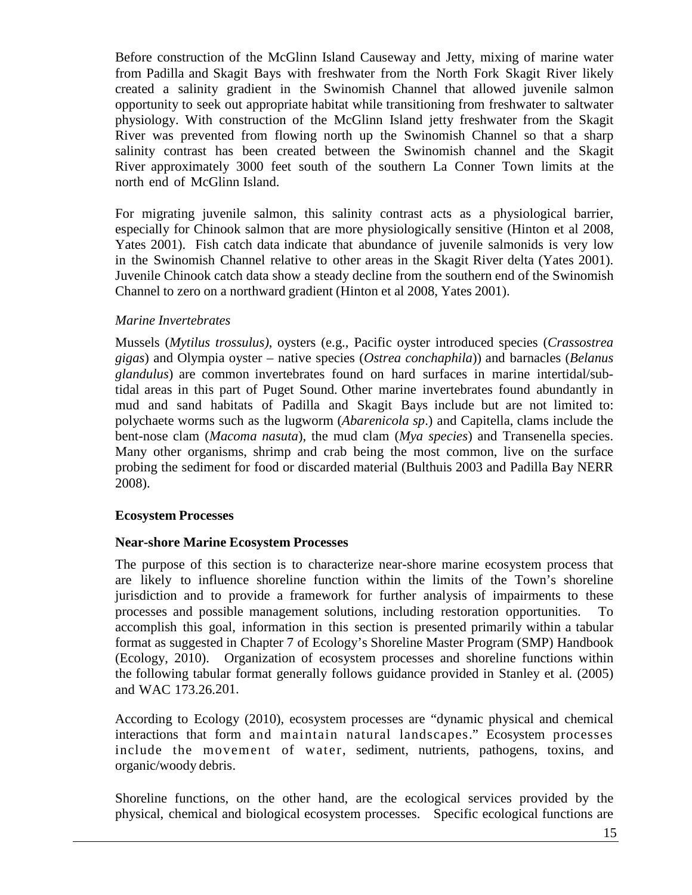Before construction of the McGlinn Island Causeway and Jetty, mixing of marine water from Padilla and Skagit Bays with freshwater from the North Fork Skagit River likely created a salinity gradient in the Swinomish Channel that allowed juvenile salmon opportunity to seek out appropriate habitat while transitioning from freshwater to saltwater physiology. With construction of the McGlinn Island jetty freshwater from the Skagit River was prevented from flowing north up the Swinomish Channel so that a sharp salinity contrast has been created between the Swinomish channel and the Skagit River approximately 3000 feet south of the southern La Conner Town limits at the north end of McGlinn Island.

For migrating juvenile salmon, this salinity contrast acts as a physiological barrier, especially for Chinook salmon that are more physiologically sensitive (Hinton et al 2008, Yates 2001). Fish catch data indicate that abundance of juvenile salmonids is very low in the Swinomish Channel relative to other areas in the Skagit River delta (Yates 2001). Juvenile Chinook catch data show a steady decline from the southern end of the Swinomish Channel to zero on a northward gradient (Hinton et al 2008, Yates 2001).

*Marine Invertebrates*

Mussels (*Mytilus trossulus)*, oysters (e.g., Pacific oyster introduced species (*Crassostrea gigas*) and Olympia oyster – native species (*Ostrea conchaphila*)) and barnacles (*Belanus glandulus*) are common invertebrates found on hard surfaces in marine intertidal/sub-tidal areas in this part of Puget Sound. Other marine invertebrates found abundantly in mud and sand habitats of Padilla and Skagit Bays include but are not limited to: polychaete worms such as the lugworm (*Abarenicola sp*.) and Capitella, clams include the bent-nose clam (*Macoma nasuta*), the mud clam (*Mya species*) and Transenella species. Many other organisms, shrimp and crab being the most common, live on the surface probing the sediment for food or discarded material (Bulthuis 2003 and Padilla Bay NERR 2008).

## Ecosystem Processes

### Near-shore Marine Ecosystem Processes

The purpose of this section is to characterize near-shore marine ecosystem process that are likely to influence shoreline function within the limits of the Town's shoreline jurisdiction and to provide a framework for further analysis of impairments to these processes and possible management solutions, including restoration opportunities. To accomplish this goal, information in this section is presented primarily within a tabular format as suggested in Chapter 7 of Ecology's Shoreline Master Program (SMP) Handbook (Ecology, 2010). Organization of ecosystem processes and shoreline functions within the following tabular format generally follows guidance provided in Stanley et al. (2005) and WAC 173.26.201.

According to Ecology (2010), ecosystem processes are "dynamic physical and chemical interactions that form and maintain natural landscapes." Ecosystem processes include the movement of water, sediment, nutrients, pathogens, toxins, and organic/woody debris.

Shoreline functions, on the other hand, are the ecological services provided by the physical, chemical and biological ecosystem processes. Specific ecological functions are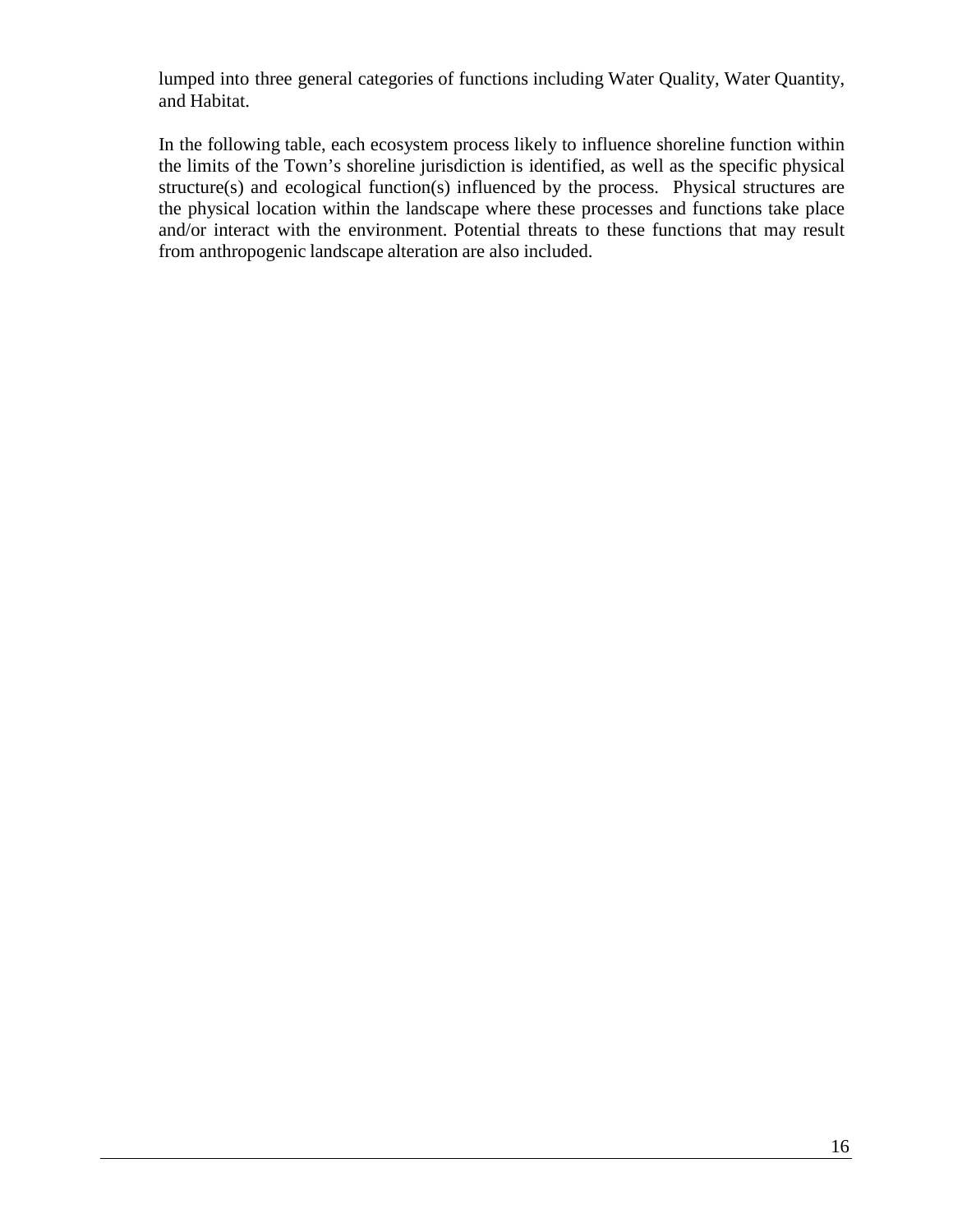lumped into three general categories of functions including Water Quality, Water Quantity, and Habitat.

In the following table, each ecosystem process likely to influence shoreline function within the limits of the Town's shoreline jurisdiction is identified, as well as the specific physical structure(s) and ecological function(s) influenced by the process. Physical structures are the physical location within the landscape where these processes and functions take place and/or interact with the environment. Potential threats to these functions that may result from anthropogenic landscape alteration are also included.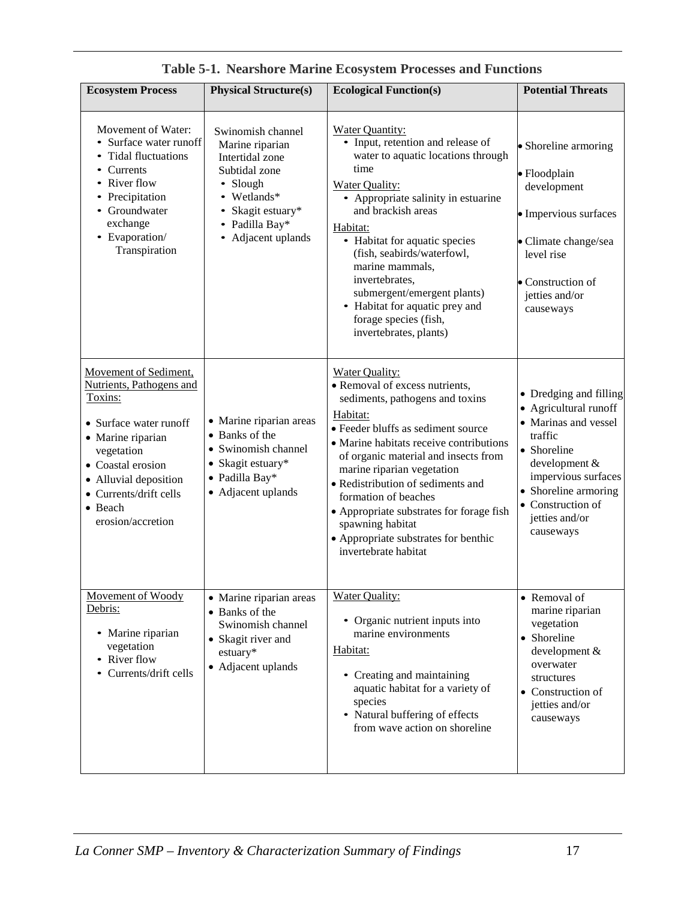**Table 5-1. Nearshore Marine Ecosystem Processes and Functions**

| Ecosystem Process | Physical Structure(s) | Ecological Function(s) | Potential Threats |
|---|---|---|---|
| Movement of Water:<br>• Surface water runoff<br>• Tidal fluctuations<br>• Currents<br>• River flow<br>• Precipitation<br>• Groundwater exchange<br>• Evaporation/ Transpiration | Swinomish channel<br>Marine riparian<br>Intertidal zone<br>Subtidal zone<br>• Slough<br>• Wetlands*<br>• Skagit estuary*<br>• Padilla Bay*<br>• Adjacent uplands | Water Quantity:<br>• Input, retention and release of water to aquatic locations through time<br>Water Quality:<br>• Appropriate salinity in estuarine and brackish areas<br>Habitat:<br>• Habitat for aquatic species (fish, seabirds/waterfowl, marine mammals, invertebrates, submergent/emergent plants)<br>• Habitat for aquatic prey and forage species (fish, invertebrates, plants) | • Shoreline armoring<br>• Floodplain development<br>• Impervious surfaces<br>• Climate change/sea level rise<br>• Construction of jetties and/or causeways |
| Movement of Sediment, Nutrients, Pathogens and Toxins:<br>• Surface water runoff<br>• Marine riparian vegetation<br>• Coastal erosion<br>• Alluvial deposition<br>• Currents/drift cells<br>• Beach erosion/accretion | • Marine riparian areas<br>• Banks of the<br>• Swinomish channel<br>• Skagit estuary*<br>• Padilla Bay*<br>• Adjacent uplands | Water Quality:<br>• Removal of excess nutrients, sediments, pathogens and toxins<br>Habitat:<br>• Feeder bluffs as sediment source<br>• Marine habitats receive contributions of organic material and insects from marine riparian vegetation<br>• Redistribution of sediments and formation of beaches<br>• Appropriate substrates for forage fish spawning habitat<br>• Appropriate substrates for benthic invertebrate habitat | • Dredging and filling<br>• Agricultural runoff<br>• Marinas and vessel traffic<br>• Shoreline development & impervious surfaces<br>• Shoreline armoring<br>• Construction of jetties and/or causeways |
| Movement of Woody Debris:<br>• Marine riparian vegetation<br>• River flow<br>• Currents/drift cells | • Marine riparian areas<br>• Banks of the Swinomish channel<br>• Skagit river and estuary*<br>• Adjacent uplands | Water Quality:<br>• Organic nutrient inputs into marine environments<br>Habitat:<br>• Creating and maintaining aquatic habitat for a variety of species<br>• Natural buffering of effects from wave action on shoreline | • Removal of marine riparian vegetation<br>• Shoreline development & overwater structures<br>• Construction of jetties and/or causeways |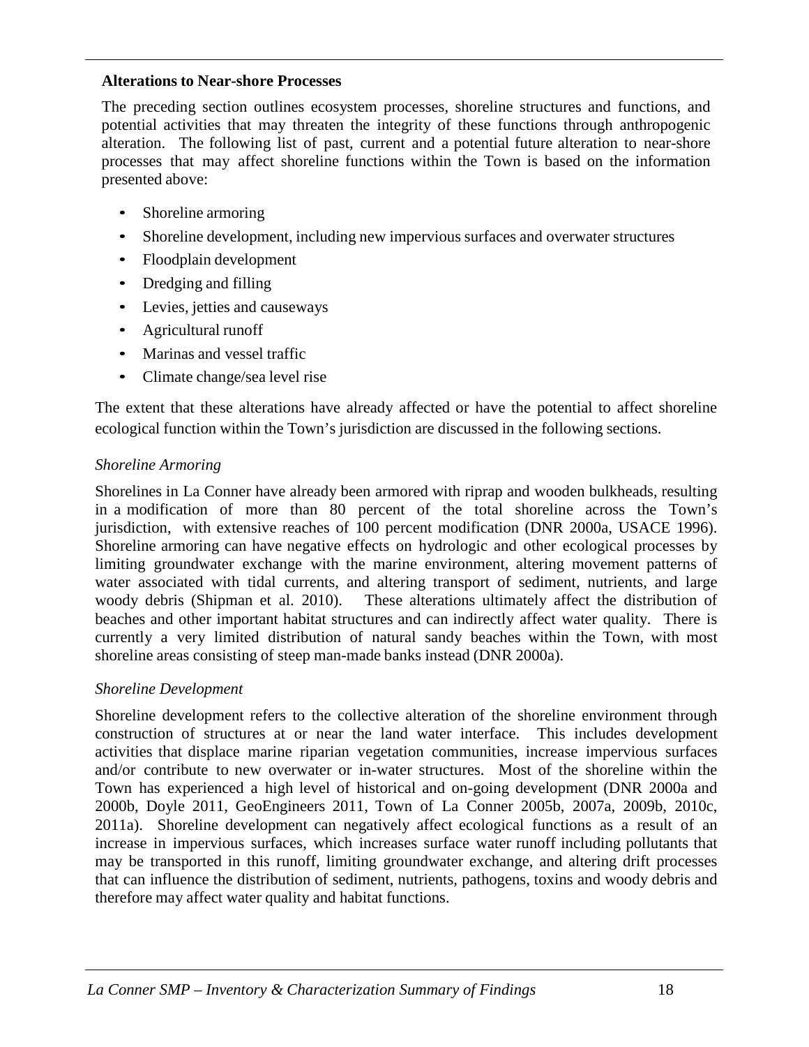**Alterations to Near-shore Processes**

The preceding section outlines ecosystem processes, shoreline structures and functions, and potential activities that may threaten the integrity of these functions through anthropogenic alteration. The following list of past, current and a potential future alteration to near-shore processes that may affect shoreline functions within the Town is based on the information presented above:

- Shoreline armoring
- Shoreline development, including new impervious surfaces and overwater structures
- Floodplain development
- Dredging and filling
- Levies, jetties and causeways
- Agricultural runoff
- Marinas and vessel traffic
- Climate change/sea level rise

The extent that these alterations have already affected or have the potential to affect shoreline ecological function within the Town's jurisdiction are discussed in the following sections.

*Shoreline Armoring*

Shorelines in La Conner have already been armored with riprap and wooden bulkheads, resulting in a modification of more than 80 percent of the total shoreline across the Town's jurisdiction, with extensive reaches of 100 percent modification (DNR 2000a, USACE 1996). Shoreline armoring can have negative effects on hydrologic and other ecological processes by limiting groundwater exchange with the marine environment, altering movement patterns of water associated with tidal currents, and altering transport of sediment, nutrients, and large woody debris (Shipman et al. 2010). These alterations ultimately affect the distribution of beaches and other important habitat structures and can indirectly affect water quality. There is currently a very limited distribution of natural sandy beaches within the Town, with most shoreline areas consisting of steep man-made banks instead (DNR 2000a).

*Shoreline Development*

Shoreline development refers to the collective alteration of the shoreline environment through construction of structures at or near the land water interface. This includes development activities that displace marine riparian vegetation communities, increase impervious surfaces and/or contribute to new overwater or in-water structures. Most of the shoreline within the Town has experienced a high level of historical and on-going development (DNR 2000a and 2000b, Doyle 2011, GeoEngineers 2011, Town of La Conner 2005b, 2007a, 2009b, 2010c, 2011a). Shoreline development can negatively affect ecological functions as a result of an increase in impervious surfaces, which increases surface water runoff including pollutants that may be transported in this runoff, limiting groundwater exchange, and altering drift processes that can influence the distribution of sediment, nutrients, pathogens, toxins and woody debris and therefore may affect water quality and habitat functions.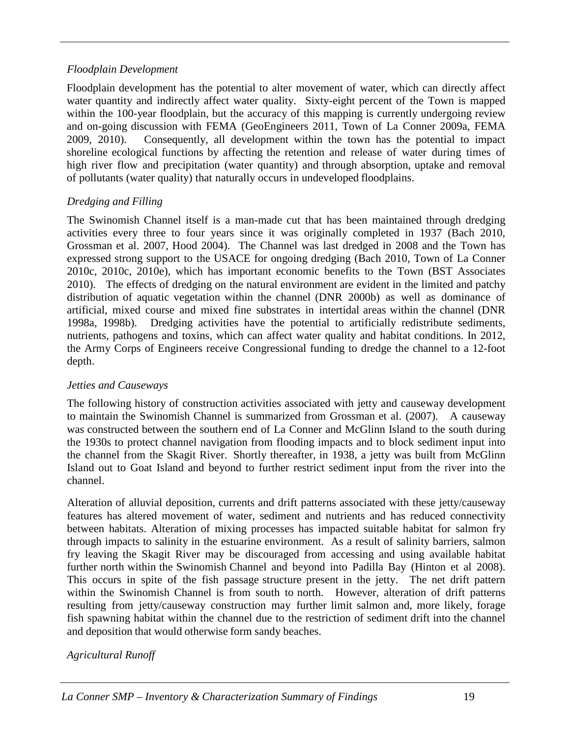*Floodplain Development*

Floodplain development has the potential to alter movement of water, which can directly affect water quantity and indirectly affect water quality. Sixty-eight percent of the Town is mapped within the 100-year floodplain, but the accuracy of this mapping is currently undergoing review and on-going discussion with FEMA (GeoEngineers 2011, Town of La Conner 2009a, FEMA 2009, 2010). Consequently, all development within the town has the potential to impact shoreline ecological functions by affecting the retention and release of water during times of high river flow and precipitation (water quantity) and through absorption, uptake and removal of pollutants (water quality) that naturally occurs in undeveloped floodplains.

*Dredging and Filling*

The Swinomish Channel itself is a man-made cut that has been maintained through dredging activities every three to four years since it was originally completed in 1937 (Bach 2010, Grossman et al. 2007, Hood 2004). The Channel was last dredged in 2008 and the Town has expressed strong support to the USACE for ongoing dredging (Bach 2010, Town of La Conner 2010c, 2010c, 2010e), which has important economic benefits to the Town (BST Associates 2010). The effects of dredging on the natural environment are evident in the limited and patchy distribution of aquatic vegetation within the channel (DNR 2000b) as well as dominance of artificial, mixed course and mixed fine substrates in intertidal areas within the channel (DNR 1998a, 1998b). Dredging activities have the potential to artificially redistribute sediments, nutrients, pathogens and toxins, which can affect water quality and habitat conditions. In 2012, the Army Corps of Engineers receive Congressional funding to dredge the channel to a 12-foot depth.

*Jetties and Causeways*

The following history of construction activities associated with jetty and causeway development to maintain the Swinomish Channel is summarized from Grossman et al. (2007). A causeway was constructed between the southern end of La Conner and McGlinn Island to the south during the 1930s to protect channel navigation from flooding impacts and to block sediment input into the channel from the Skagit River. Shortly thereafter, in 1938, a jetty was built from McGlinn Island out to Goat Island and beyond to further restrict sediment input from the river into the channel.

Alteration of alluvial deposition, currents and drift patterns associated with these jetty/causeway features has altered movement of water, sediment and nutrients and has reduced connectivity between habitats. Alteration of mixing processes has impacted suitable habitat for salmon fry through impacts to salinity in the estuarine environment. As a result of salinity barriers, salmon fry leaving the Skagit River may be discouraged from accessing and using available habitat further north within the Swinomish Channel and beyond into Padilla Bay (Hinton et al 2008). This occurs in spite of the fish passage structure present in the jetty. The net drift pattern within the Swinomish Channel is from south to north. However, alteration of drift patterns resulting from jetty/causeway construction may further limit salmon and, more likely, forage fish spawning habitat within the channel due to the restriction of sediment drift into the channel and deposition that would otherwise form sandy beaches.

*Agricultural Runoff*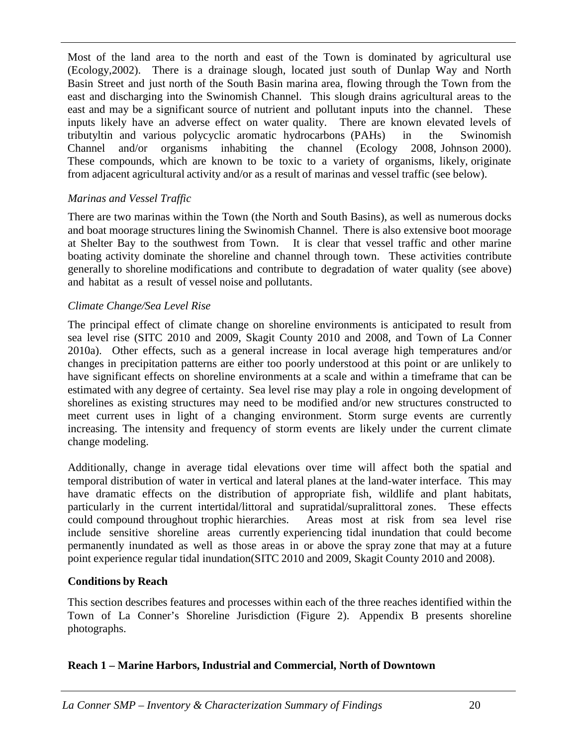Most of the land area to the north and east of the Town is dominated by agricultural use (Ecology,2002). There is a drainage slough, located just south of Dunlap Way and North Basin Street and just north of the South Basin marina area, flowing through the Town from the east and discharging into the Swinomish Channel. This slough drains agricultural areas to the east and may be a significant source of nutrient and pollutant inputs into the channel. These inputs likely have an adverse effect on water quality. There are known elevated levels of tributyltin and various polycyclic aromatic hydrocarbons (PAHs) in the Swinomish Channel and/or organisms inhabiting the channel (Ecology 2008, Johnson 2000). These compounds, which are known to be toxic to a variety of organisms, likely, originate from adjacent agricultural activity and/or as a result of marinas and vessel traffic (see below).

*Marinas and Vessel Traffic*

There are two marinas within the Town (the North and South Basins), as well as numerous docks and boat moorage structures lining the Swinomish Channel. There is also extensive boot moorage at Shelter Bay to the southwest from Town. It is clear that vessel traffic and other marine boating activity dominate the shoreline and channel through town. These activities contribute generally to shoreline modifications and contribute to degradation of water quality (see above) and habitat as a result of vessel noise and pollutants.

*Climate Change/Sea Level Rise*

The principal effect of climate change on shoreline environments is anticipated to result from sea level rise (SITC 2010 and 2009, Skagit County 2010 and 2008, and Town of La Conner 2010a). Other effects, such as a general increase in local average high temperatures and/or changes in precipitation patterns are either too poorly understood at this point or are unlikely to have significant effects on shoreline environments at a scale and within a timeframe that can be estimated with any degree of certainty. Sea level rise may play a role in ongoing development of shorelines as existing structures may need to be modified and/or new structures constructed to meet current uses in light of a changing environment. Storm surge events are currently increasing. The intensity and frequency of storm events are likely under the current climate change modeling.

Additionally, change in average tidal elevations over time will affect both the spatial and temporal distribution of water in vertical and lateral planes at the land-water interface. This may have dramatic effects on the distribution of appropriate fish, wildlife and plant habitats, particularly in the current intertidal/littoral and supratidal/supralittoral zones. These effects could compound throughout trophic hierarchies. Areas most at risk from sea level rise include sensitive shoreline areas currently experiencing tidal inundation that could become permanently inundated as well as those areas in or above the spray zone that may at a future point experience regular tidal inundation(SITC 2010 and 2009, Skagit County 2010 and 2008).

**Conditions by Reach**

This section describes features and processes within each of the three reaches identified within the Town of La Conner's Shoreline Jurisdiction (Figure 2). Appendix B presents shoreline photographs.

**Reach 1 – Marine Harbors, Industrial and Commercial, North of Downtown**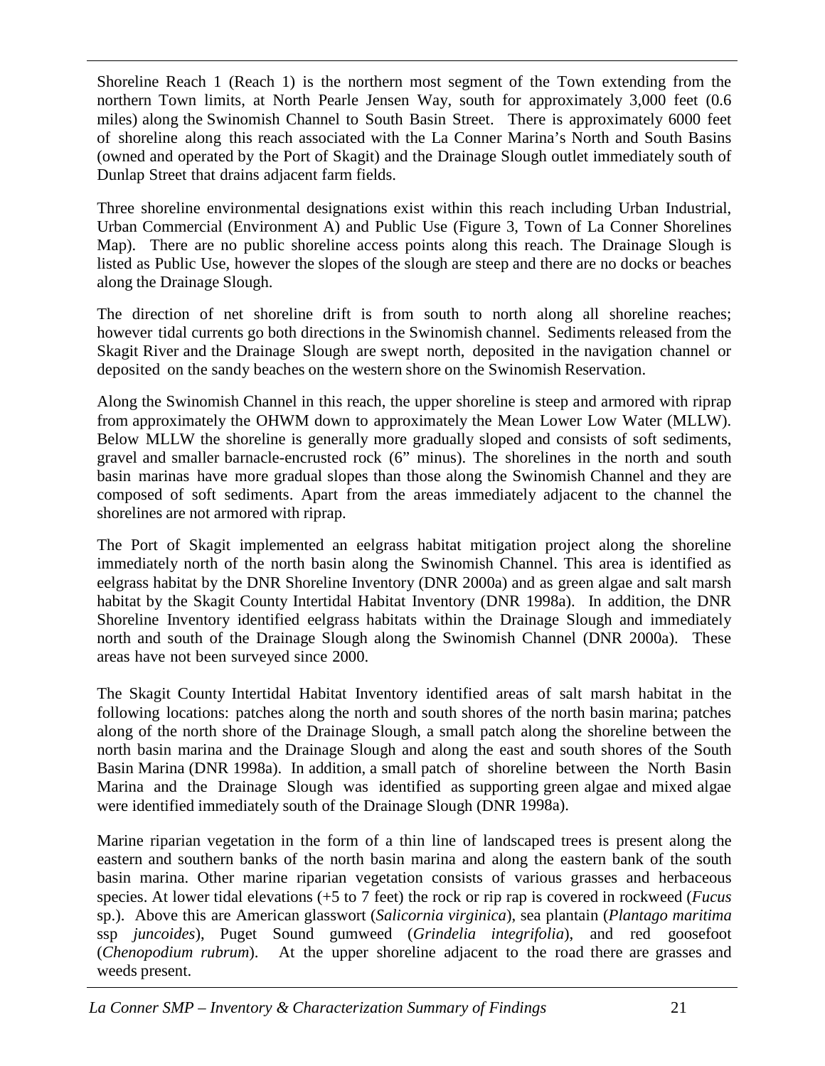Shoreline Reach 1 (Reach 1) is the northern most segment of the Town extending from the northern Town limits, at North Pearle Jensen Way, south for approximately 3,000 feet (0.6 miles) along the Swinomish Channel to South Basin Street. There is approximately 6000 feet of shoreline along this reach associated with the La Conner Marina's North and South Basins (owned and operated by the Port of Skagit) and the Drainage Slough outlet immediately south of Dunlap Street that drains adjacent farm fields.

Three shoreline environmental designations exist within this reach including Urban Industrial, Urban Commercial (Environment A) and Public Use (Figure 3, Town of La Conner Shorelines Map). There are no public shoreline access points along this reach. The Drainage Slough is listed as Public Use, however the slopes of the slough are steep and there are no docks or beaches along the Drainage Slough.

The direction of net shoreline drift is from south to north along all shoreline reaches; however tidal currents go both directions in the Swinomish channel. Sediments released from the Skagit River and the Drainage Slough are swept north, deposited in the navigation channel or deposited on the sandy beaches on the western shore on the Swinomish Reservation.

Along the Swinomish Channel in this reach, the upper shoreline is steep and armored with riprap from approximately the OHWM down to approximately the Mean Lower Low Water (MLLW). Below MLLW the shoreline is generally more gradually sloped and consists of soft sediments, gravel and smaller barnacle-encrusted rock (6" minus). The shorelines in the north and south basin marinas have more gradual slopes than those along the Swinomish Channel and they are composed of soft sediments. Apart from the areas immediately adjacent to the channel the shorelines are not armored with riprap.

The Port of Skagit implemented an eelgrass habitat mitigation project along the shoreline immediately north of the north basin along the Swinomish Channel. This area is identified as eelgrass habitat by the DNR Shoreline Inventory (DNR 2000a) and as green algae and salt marsh habitat by the Skagit County Intertidal Habitat Inventory (DNR 1998a). In addition, the DNR Shoreline Inventory identified eelgrass habitats within the Drainage Slough and immediately north and south of the Drainage Slough along the Swinomish Channel (DNR 2000a). These areas have not been surveyed since 2000.

The Skagit County Intertidal Habitat Inventory identified areas of salt marsh habitat in the following locations: patches along the north and south shores of the north basin marina; patches along of the north shore of the Drainage Slough, a small patch along the shoreline between the north basin marina and the Drainage Slough and along the east and south shores of the South Basin Marina (DNR 1998a). In addition, a small patch of shoreline between the North Basin Marina and the Drainage Slough was identified as supporting green algae and mixed algae were identified immediately south of the Drainage Slough (DNR 1998a).

Marine riparian vegetation in the form of a thin line of landscaped trees is present along the eastern and southern banks of the north basin marina and along the eastern bank of the south basin marina. Other marine riparian vegetation consists of various grasses and herbaceous species. At lower tidal elevations (+5 to 7 feet) the rock or rip rap is covered in rockweed (*Fucus* sp.). Above this are American glasswort (*Salicornia virginica*), sea plantain (*Plantago maritima* ssp *juncoides*), Puget Sound gumweed (*Grindelia integrifolia*), and red goosefoot (*Chenopodium rubrum*). At the upper shoreline adjacent to the road there are grasses and weeds present.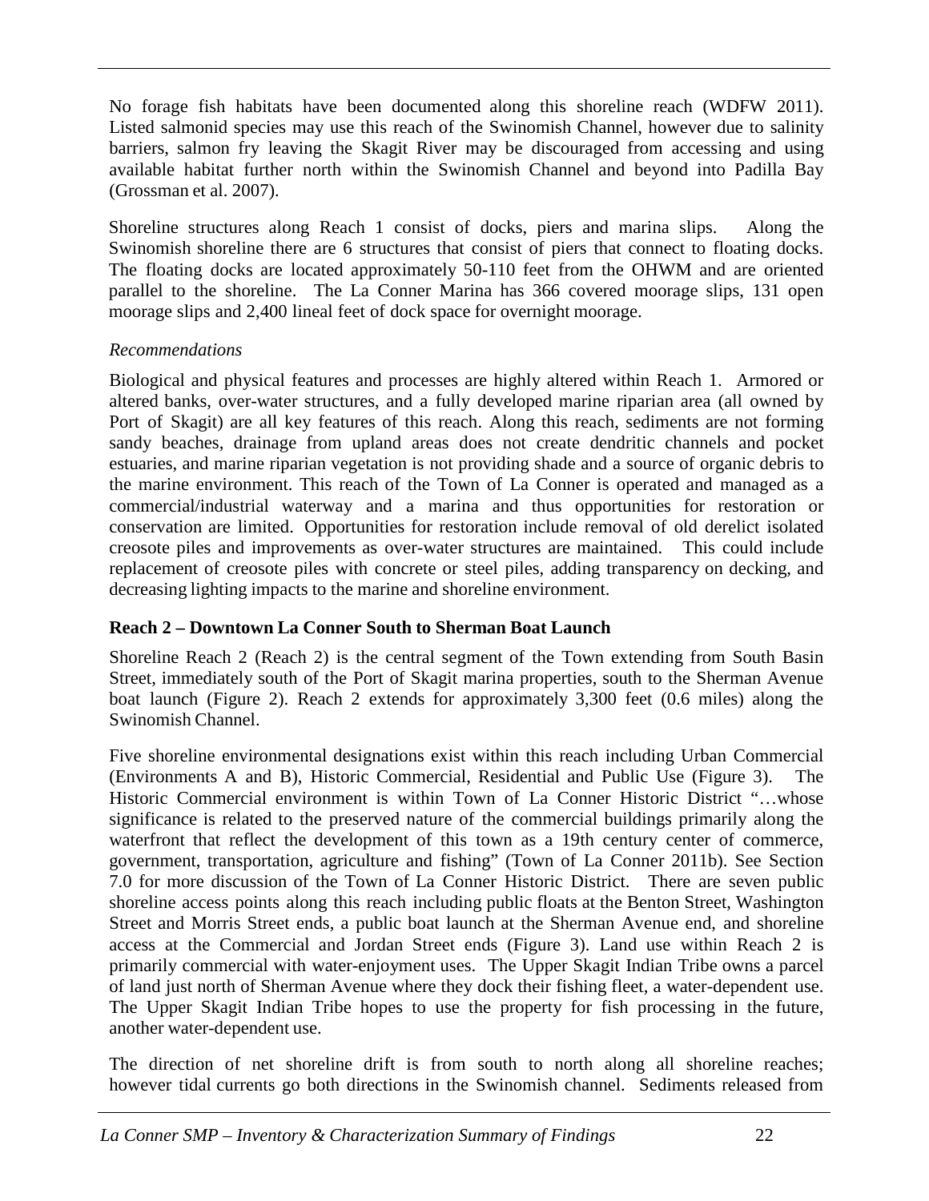No forage fish habitats have been documented along this shoreline reach (WDFW 2011). Listed salmonid species may use this reach of the Swinomish Channel, however due to salinity barriers, salmon fry leaving the Skagit River may be discouraged from accessing and using available habitat further north within the Swinomish Channel and beyond into Padilla Bay (Grossman et al. 2007).

Shoreline structures along Reach 1 consist of docks, piers and marina slips. Along the Swinomish shoreline there are 6 structures that consist of piers that connect to floating docks. The floating docks are located approximately 50-110 feet from the OHWM and are oriented parallel to the shoreline. The La Conner Marina has 366 covered moorage slips, 131 open moorage slips and 2,400 lineal feet of dock space for overnight moorage.

*Recommendations*

Biological and physical features and processes are highly altered within Reach 1. Armored or altered banks, over-water structures, and a fully developed marine riparian area (all owned by Port of Skagit) are all key features of this reach. Along this reach, sediments are not forming sandy beaches, drainage from upland areas does not create dendritic channels and pocket estuaries, and marine riparian vegetation is not providing shade and a source of organic debris to the marine environment. This reach of the Town of La Conner is operated and managed as a commercial/industrial waterway and a marina and thus opportunities for restoration or conservation are limited. Opportunities for restoration include removal of old derelict isolated creosote piles and improvements as over-water structures are maintained. This could include replacement of creosote piles with concrete or steel piles, adding transparency on decking, and decreasing lighting impacts to the marine and shoreline environment.

**Reach 2 – Downtown La Conner South to Sherman Boat Launch**

Shoreline Reach 2 (Reach 2) is the central segment of the Town extending from South Basin Street, immediately south of the Port of Skagit marina properties, south to the Sherman Avenue boat launch (Figure 2). Reach 2 extends for approximately 3,300 feet (0.6 miles) along the Swinomish Channel.

Five shoreline environmental designations exist within this reach including Urban Commercial (Environments A and B), Historic Commercial, Residential and Public Use (Figure 3). The Historic Commercial environment is within Town of La Conner Historic District "…whose significance is related to the preserved nature of the commercial buildings primarily along the waterfront that reflect the development of this town as a 19th century center of commerce, government, transportation, agriculture and fishing" (Town of La Conner 2011b). See Section 7.0 for more discussion of the Town of La Conner Historic District. There are seven public shoreline access points along this reach including public floats at the Benton Street, Washington Street and Morris Street ends, a public boat launch at the Sherman Avenue end, and shoreline access at the Commercial and Jordan Street ends (Figure 3). Land use within Reach 2 is primarily commercial with water-enjoyment uses. The Upper Skagit Indian Tribe owns a parcel of land just north of Sherman Avenue where they dock their fishing fleet, a water-dependent use. The Upper Skagit Indian Tribe hopes to use the property for fish processing in the future, another water-dependent use.

The direction of net shoreline drift is from south to north along all shoreline reaches; however tidal currents go both directions in the Swinomish channel. Sediments released from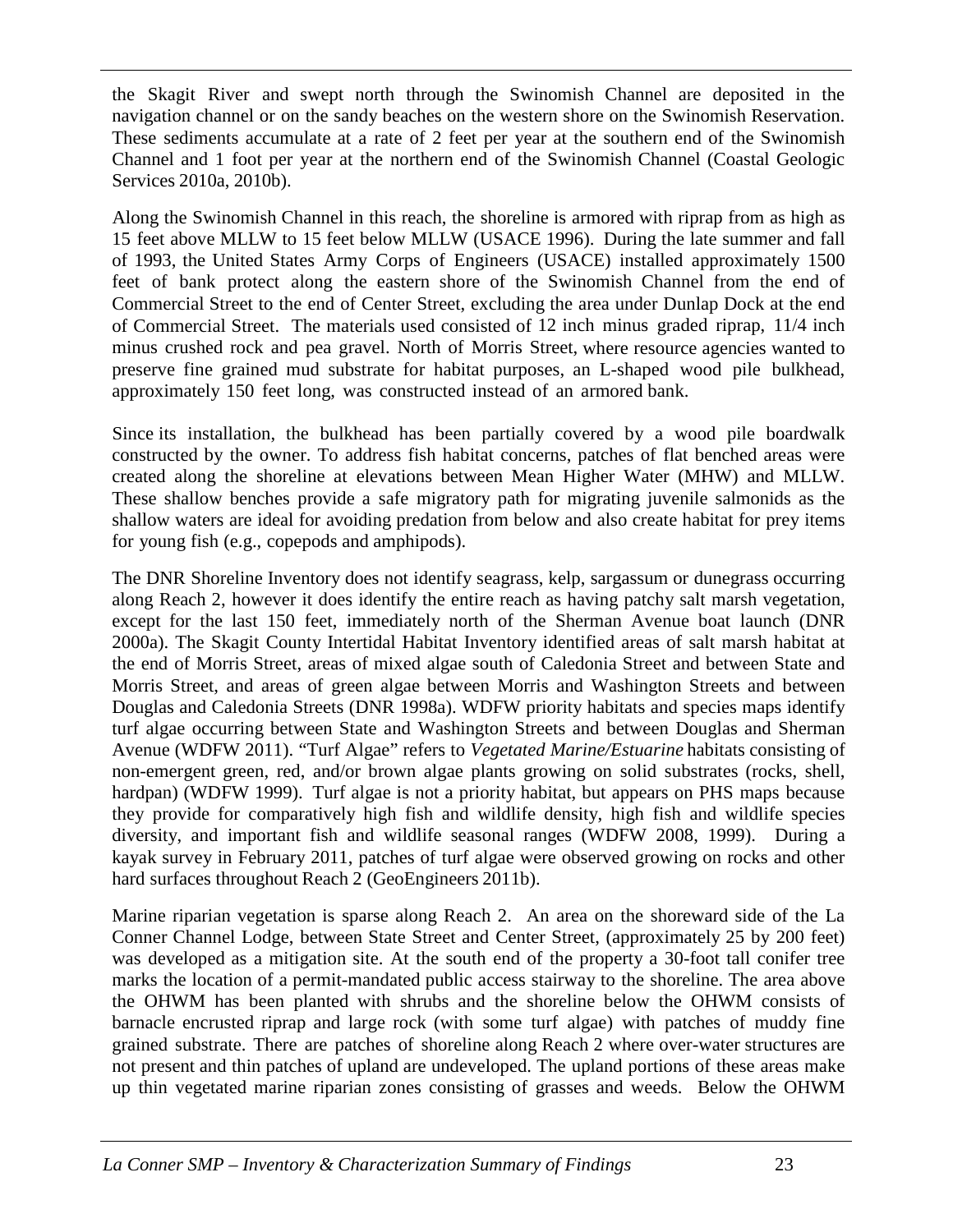the Skagit River and swept north through the Swinomish Channel are deposited in the navigation channel or on the sandy beaches on the western shore on the Swinomish Reservation. These sediments accumulate at a rate of 2 feet per year at the southern end of the Swinomish Channel and 1 foot per year at the northern end of the Swinomish Channel (Coastal Geologic Services 2010a, 2010b).

Along the Swinomish Channel in this reach, the shoreline is armored with riprap from as high as 15 feet above MLLW to 15 feet below MLLW (USACE 1996). During the late summer and fall of 1993, the United States Army Corps of Engineers (USACE) installed approximately 1500 feet of bank protect along the eastern shore of the Swinomish Channel from the end of Commercial Street to the end of Center Street, excluding the area under Dunlap Dock at the end of Commercial Street. The materials used consisted of 12 inch minus graded riprap, 11/4 inch minus crushed rock and pea gravel. North of Morris Street, where resource agencies wanted to preserve fine grained mud substrate for habitat purposes, an L-shaped wood pile bulkhead, approximately 150 feet long, was constructed instead of an armored bank.

Since its installation, the bulkhead has been partially covered by a wood pile boardwalk constructed by the owner. To address fish habitat concerns, patches of flat benched areas were created along the shoreline at elevations between Mean Higher Water (MHW) and MLLW. These shallow benches provide a safe migratory path for migrating juvenile salmonids as the shallow waters are ideal for avoiding predation from below and also create habitat for prey items for young fish (e.g., copepods and amphipods).

The DNR Shoreline Inventory does not identify seagrass, kelp, sargassum or dunegrass occurring along Reach 2, however it does identify the entire reach as having patchy salt marsh vegetation, except for the last 150 feet, immediately north of the Sherman Avenue boat launch (DNR 2000a). The Skagit County Intertidal Habitat Inventory identified areas of salt marsh habitat at the end of Morris Street, areas of mixed algae south of Caledonia Street and between State and Morris Street, and areas of green algae between Morris and Washington Streets and between Douglas and Caledonia Streets (DNR 1998a). WDFW priority habitats and species maps identify turf algae occurring between State and Washington Streets and between Douglas and Sherman Avenue (WDFW 2011). "Turf Algae" refers to *Vegetated Marine/Estuarine* habitats consisting of non-emergent green, red, and/or brown algae plants growing on solid substrates (rocks, shell, hardpan) (WDFW 1999). Turf algae is not a priority habitat, but appears on PHS maps because they provide for comparatively high fish and wildlife density, high fish and wildlife species diversity, and important fish and wildlife seasonal ranges (WDFW 2008, 1999). During a kayak survey in February 2011, patches of turf algae were observed growing on rocks and other hard surfaces throughout Reach 2 (GeoEngineers 2011b).

Marine riparian vegetation is sparse along Reach 2. An area on the shoreward side of the La Conner Channel Lodge, between State Street and Center Street, (approximately 25 by 200 feet) was developed as a mitigation site. At the south end of the property a 30-foot tall conifer tree marks the location of a permit-mandated public access stairway to the shoreline. The area above the OHWM has been planted with shrubs and the shoreline below the OHWM consists of barnacle encrusted riprap and large rock (with some turf algae) with patches of muddy fine grained substrate. There are patches of shoreline along Reach 2 where over-water structures are not present and thin patches of upland are undeveloped. The upland portions of these areas make up thin vegetated marine riparian zones consisting of grasses and weeds. Below the OHWM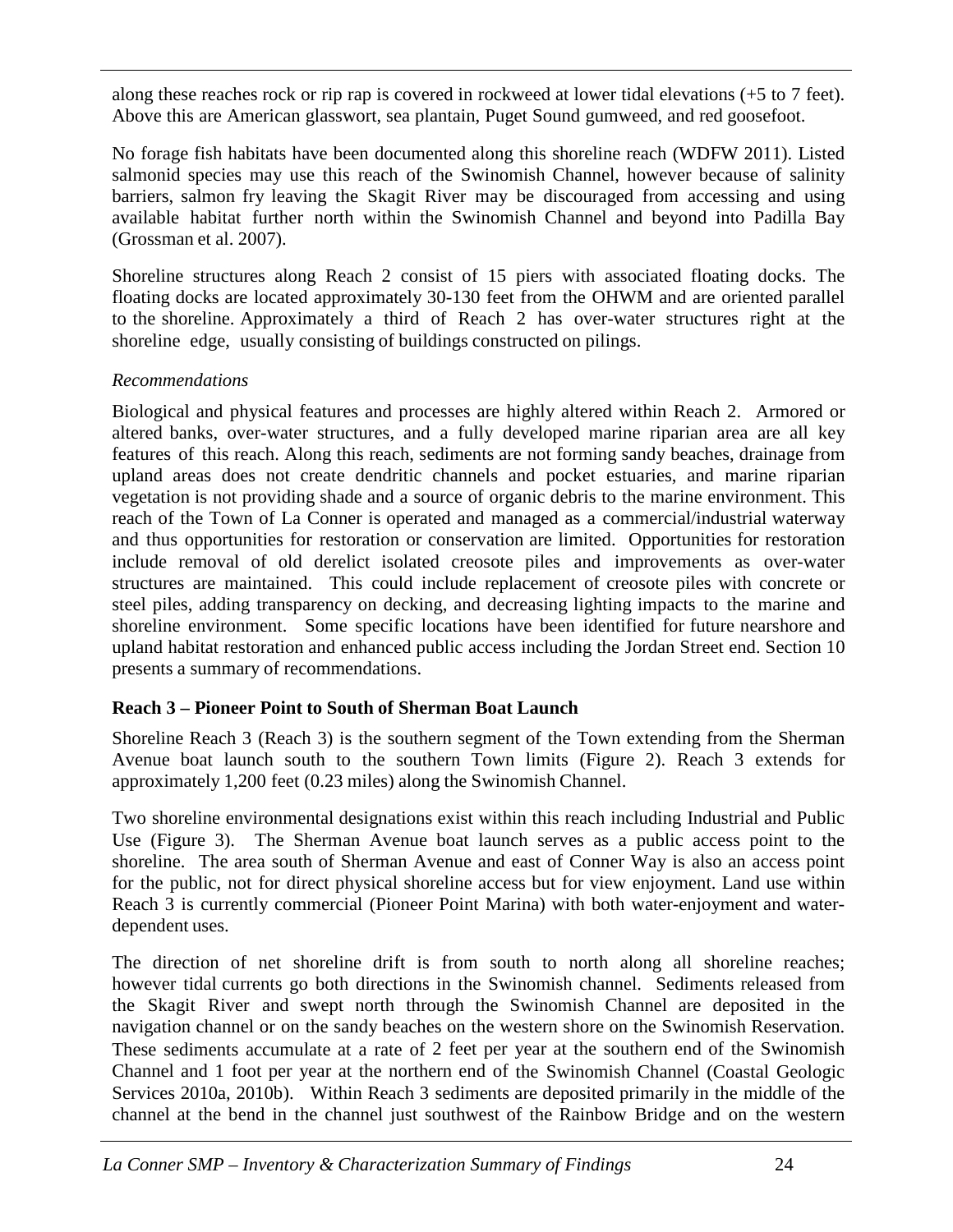along these reaches rock or rip rap is covered in rockweed at lower tidal elevations (+5 to 7 feet). Above this are American glasswort, sea plantain, Puget Sound gumweed, and red goosefoot.

No forage fish habitats have been documented along this shoreline reach (WDFW 2011). Listed salmonid species may use this reach of the Swinomish Channel, however because of salinity barriers, salmon fry leaving the Skagit River may be discouraged from accessing and using available habitat further north within the Swinomish Channel and beyond into Padilla Bay (Grossman et al. 2007).

Shoreline structures along Reach 2 consist of 15 piers with associated floating docks. The floating docks are located approximately 30-130 feet from the OHWM and are oriented parallel to the shoreline. Approximately a third of Reach 2 has over-water structures right at the shoreline edge, usually consisting of buildings constructed on pilings.

*Recommendations*

Biological and physical features and processes are highly altered within Reach 2. Armored or altered banks, over-water structures, and a fully developed marine riparian area are all key features of this reach. Along this reach, sediments are not forming sandy beaches, drainage from upland areas does not create dendritic channels and pocket estuaries, and marine riparian vegetation is not providing shade and a source of organic debris to the marine environment. This reach of the Town of La Conner is operated and managed as a commercial/industrial waterway and thus opportunities for restoration or conservation are limited. Opportunities for restoration include removal of old derelict isolated creosote piles and improvements as over-water structures are maintained. This could include replacement of creosote piles with concrete or steel piles, adding transparency on decking, and decreasing lighting impacts to the marine and shoreline environment. Some specific locations have been identified for future nearshore and upland habitat restoration and enhanced public access including the Jordan Street end. Section 10 presents a summary of recommendations.

**Reach 3 – Pioneer Point to South of Sherman Boat Launch**

Shoreline Reach 3 (Reach 3) is the southern segment of the Town extending from the Sherman Avenue boat launch south to the southern Town limits (Figure 2). Reach 3 extends for approximately 1,200 feet (0.23 miles) along the Swinomish Channel.

Two shoreline environmental designations exist within this reach including Industrial and Public Use (Figure 3). The Sherman Avenue boat launch serves as a public access point to the shoreline. The area south of Sherman Avenue and east of Conner Way is also an access point for the public, not for direct physical shoreline access but for view enjoyment. Land use within Reach 3 is currently commercial (Pioneer Point Marina) with both water-enjoyment and water-dependent uses.

The direction of net shoreline drift is from south to north along all shoreline reaches; however tidal currents go both directions in the Swinomish channel. Sediments released from the Skagit River and swept north through the Swinomish Channel are deposited in the navigation channel or on the sandy beaches on the western shore on the Swinomish Reservation. These sediments accumulate at a rate of 2 feet per year at the southern end of the Swinomish Channel and 1 foot per year at the northern end of the Swinomish Channel (Coastal Geologic Services 2010a, 2010b). Within Reach 3 sediments are deposited primarily in the middle of the channel at the bend in the channel just southwest of the Rainbow Bridge and on the western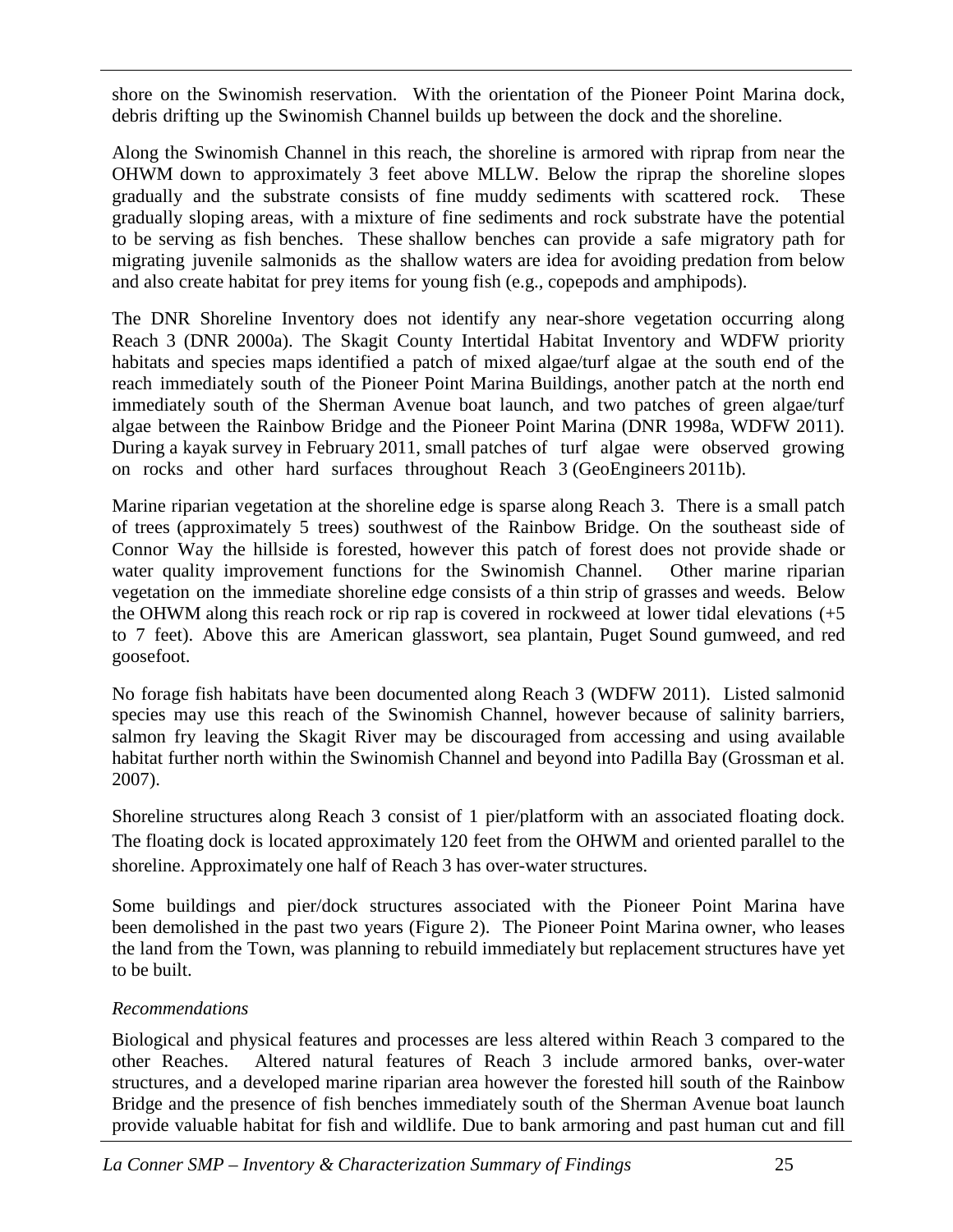shore on the Swinomish reservation. With the orientation of the Pioneer Point Marina dock, debris drifting up the Swinomish Channel builds up between the dock and the shoreline.

Along the Swinomish Channel in this reach, the shoreline is armored with riprap from near the OHWM down to approximately 3 feet above MLLW. Below the riprap the shoreline slopes gradually and the substrate consists of fine muddy sediments with scattered rock. These gradually sloping areas, with a mixture of fine sediments and rock substrate have the potential to be serving as fish benches. These shallow benches can provide a safe migratory path for migrating juvenile salmonids as the shallow waters are idea for avoiding predation from below and also create habitat for prey items for young fish (e.g., copepods and amphipods).

The DNR Shoreline Inventory does not identify any near-shore vegetation occurring along Reach 3 (DNR 2000a). The Skagit County Intertidal Habitat Inventory and WDFW priority habitats and species maps identified a patch of mixed algae/turf algae at the south end of the reach immediately south of the Pioneer Point Marina Buildings, another patch at the north end immediately south of the Sherman Avenue boat launch, and two patches of green algae/turf algae between the Rainbow Bridge and the Pioneer Point Marina (DNR 1998a, WDFW 2011). During a kayak survey in February 2011, small patches of turf algae were observed growing on rocks and other hard surfaces throughout Reach 3 (GeoEngineers 2011b).

Marine riparian vegetation at the shoreline edge is sparse along Reach 3. There is a small patch of trees (approximately 5 trees) southwest of the Rainbow Bridge. On the southeast side of Connor Way the hillside is forested, however this patch of forest does not provide shade or water quality improvement functions for the Swinomish Channel. Other marine riparian vegetation on the immediate shoreline edge consists of a thin strip of grasses and weeds. Below the OHWM along this reach rock or rip rap is covered in rockweed at lower tidal elevations (+5 to 7 feet). Above this are American glasswort, sea plantain, Puget Sound gumweed, and red goosefoot.

No forage fish habitats have been documented along Reach 3 (WDFW 2011). Listed salmonid species may use this reach of the Swinomish Channel, however because of salinity barriers, salmon fry leaving the Skagit River may be discouraged from accessing and using available habitat further north within the Swinomish Channel and beyond into Padilla Bay (Grossman et al. 2007).

Shoreline structures along Reach 3 consist of 1 pier/platform with an associated floating dock. The floating dock is located approximately 120 feet from the OHWM and oriented parallel to the shoreline. Approximately one half of Reach 3 has over-water structures.

Some buildings and pier/dock structures associated with the Pioneer Point Marina have been demolished in the past two years (Figure 2). The Pioneer Point Marina owner, who leases the land from the Town, was planning to rebuild immediately but replacement structures have yet to be built.

*Recommendations*

Biological and physical features and processes are less altered within Reach 3 compared to the other Reaches. Altered natural features of Reach 3 include armored banks, over-water structures, and a developed marine riparian area however the forested hill south of the Rainbow Bridge and the presence of fish benches immediately south of the Sherman Avenue boat launch provide valuable habitat for fish and wildlife. Due to bank armoring and past human cut and fill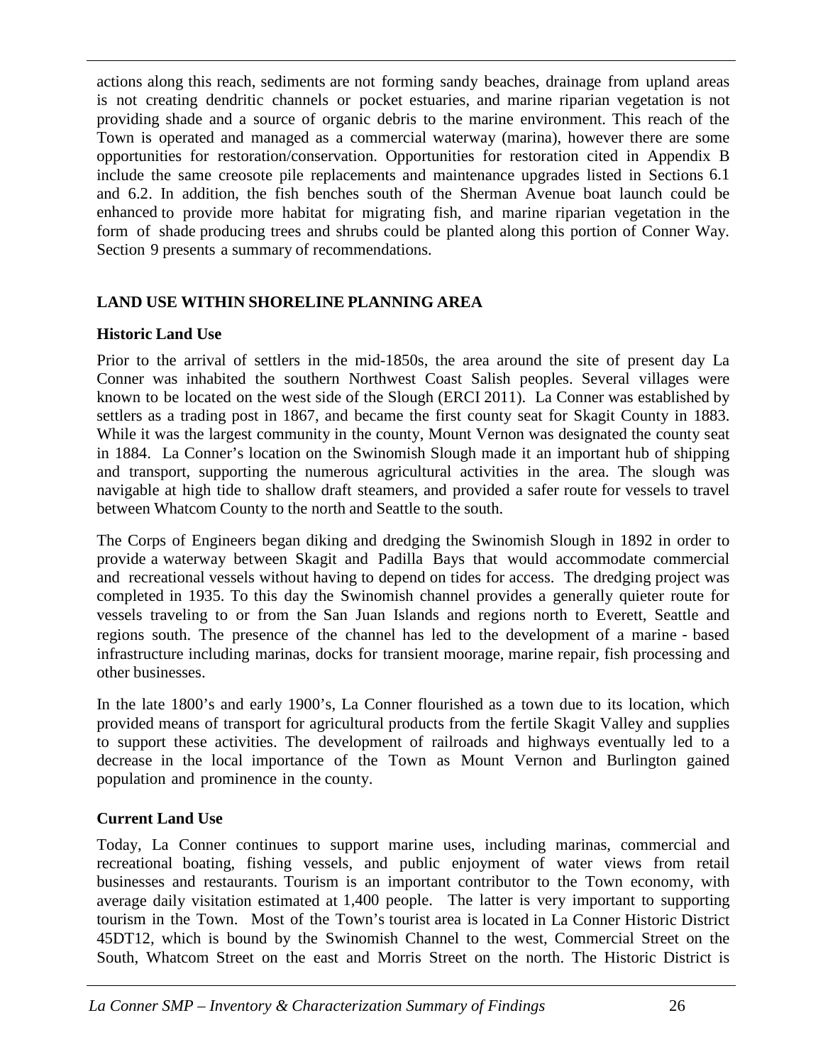actions along this reach, sediments are not forming sandy beaches, drainage from upland areas is not creating dendritic channels or pocket estuaries, and marine riparian vegetation is not providing shade and a source of organic debris to the marine environment. This reach of the Town is operated and managed as a commercial waterway (marina), however there are some opportunities for restoration/conservation. Opportunities for restoration cited in Appendix B include the same creosote pile replacements and maintenance upgrades listed in Sections 6.1 and 6.2. In addition, the fish benches south of the Sherman Avenue boat launch could be enhanced to provide more habitat for migrating fish, and marine riparian vegetation in the form of shade producing trees and shrubs could be planted along this portion of Conner Way. Section 9 presents a summary of recommendations.

## LAND USE WITHIN SHORELINE PLANNING AREA

### Historic Land Use

Prior to the arrival of settlers in the mid-1850s, the area around the site of present day La Conner was inhabited the southern Northwest Coast Salish peoples. Several villages were known to be located on the west side of the Slough (ERCI 2011). La Conner was established by settlers as a trading post in 1867, and became the first county seat for Skagit County in 1883. While it was the largest community in the county, Mount Vernon was designated the county seat in 1884. La Conner's location on the Swinomish Slough made it an important hub of shipping and transport, supporting the numerous agricultural activities in the area. The slough was navigable at high tide to shallow draft steamers, and provided a safer route for vessels to travel between Whatcom County to the north and Seattle to the south.

The Corps of Engineers began diking and dredging the Swinomish Slough in 1892 in order to provide a waterway between Skagit and Padilla Bays that would accommodate commercial and recreational vessels without having to depend on tides for access. The dredging project was completed in 1935. To this day the Swinomish channel provides a generally quieter route for vessels traveling to or from the San Juan Islands and regions north to Everett, Seattle and regions south. The presence of the channel has led to the development of a marine - based infrastructure including marinas, docks for transient moorage, marine repair, fish processing and other businesses.

In the late 1800's and early 1900's, La Conner flourished as a town due to its location, which provided means of transport for agricultural products from the fertile Skagit Valley and supplies to support these activities. The development of railroads and highways eventually led to a decrease in the local importance of the Town as Mount Vernon and Burlington gained population and prominence in the county.

### Current Land Use

Today, La Conner continues to support marine uses, including marinas, commercial and recreational boating, fishing vessels, and public enjoyment of water views from retail businesses and restaurants. Tourism is an important contributor to the Town economy, with average daily visitation estimated at 1,400 people. The latter is very important to supporting tourism in the Town. Most of the Town's tourist area is located in La Conner Historic District 45DT12, which is bound by the Swinomish Channel to the west, Commercial Street on the South, Whatcom Street on the east and Morris Street on the north. The Historic District is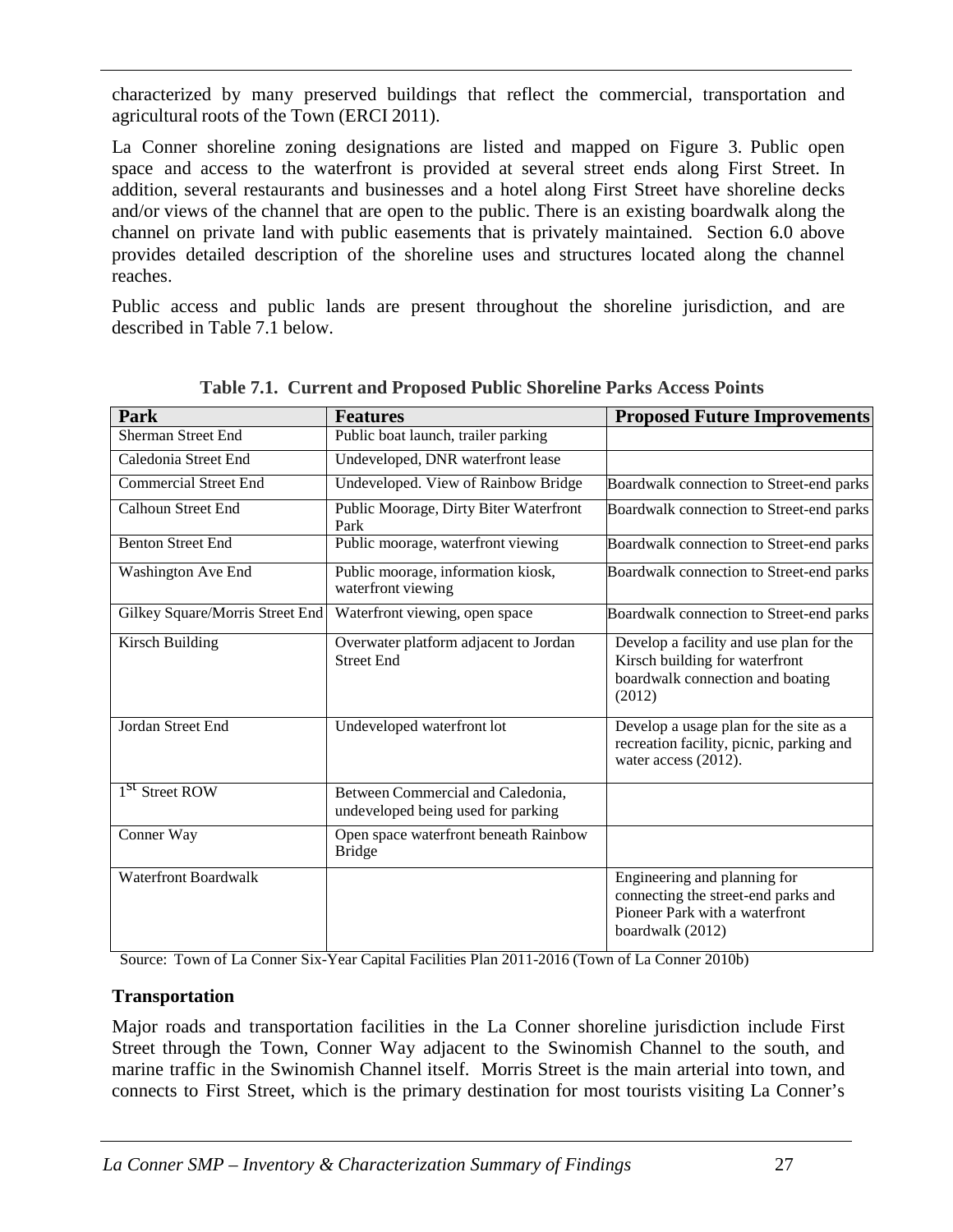characterized by many preserved buildings that reflect the commercial, transportation and agricultural roots of the Town (ERCI 2011).

La Conner shoreline zoning designations are listed and mapped on Figure 3. Public open space and access to the waterfront is provided at several street ends along First Street. In addition, several restaurants and businesses and a hotel along First Street have shoreline decks and/or views of the channel that are open to the public. There is an existing boardwalk along the channel on private land with public easements that is privately maintained. Section 6.0 above provides detailed description of the shoreline uses and structures located along the channel reaches.

Public access and public lands are present throughout the shoreline jurisdiction, and are described in Table 7.1 below.

**Table 7.1. Current and Proposed Public Shoreline Parks Access Points**

| Park | Features | Proposed Future Improvements |
|---|---|---|
| Sherman Street End | Public boat launch, trailer parking | |
| Caledonia Street End | Undeveloped, DNR waterfront lease | |
| Commercial Street End | Undeveloped. View of Rainbow Bridge | Boardwalk connection to Street-end parks |
| Calhoun Street End | Public Moorage, Dirty Biter Waterfront Park | Boardwalk connection to Street-end parks |
| Benton Street End | Public moorage, waterfront viewing | Boardwalk connection to Street-end parks |
| Washington Ave End | Public moorage, information kiosk, waterfront viewing | Boardwalk connection to Street-end parks |
| Gilkey Square/Morris Street End | Waterfront viewing, open space | Boardwalk connection to Street-end parks |
| Kirsch Building | Overwater platform adjacent to Jordan Street End | Develop a facility and use plan for the Kirsch building for waterfront boardwalk connection and boating (2012) |
| Jordan Street End | Undeveloped waterfront lot | Develop a usage plan for the site as a recreation facility, picnic, parking and water access (2012). |
| 1st Street ROW | Between Commercial and Caledonia, undeveloped being used for parking | |
| Conner Way | Open space waterfront beneath Rainbow Bridge | |
| Waterfront Boardwalk | | Engineering and planning for connecting the street-end parks and Pioneer Park with a waterfront boardwalk (2012) |

Source: Town of La Conner Six-Year Capital Facilities Plan 2011-2016 (Town of La Conner 2010b)

**Transportation**

Major roads and transportation facilities in the La Conner shoreline jurisdiction include First Street through the Town, Conner Way adjacent to the Swinomish Channel to the south, and marine traffic in the Swinomish Channel itself. Morris Street is the main arterial into town, and connects to First Street, which is the primary destination for most tourists visiting La Conner's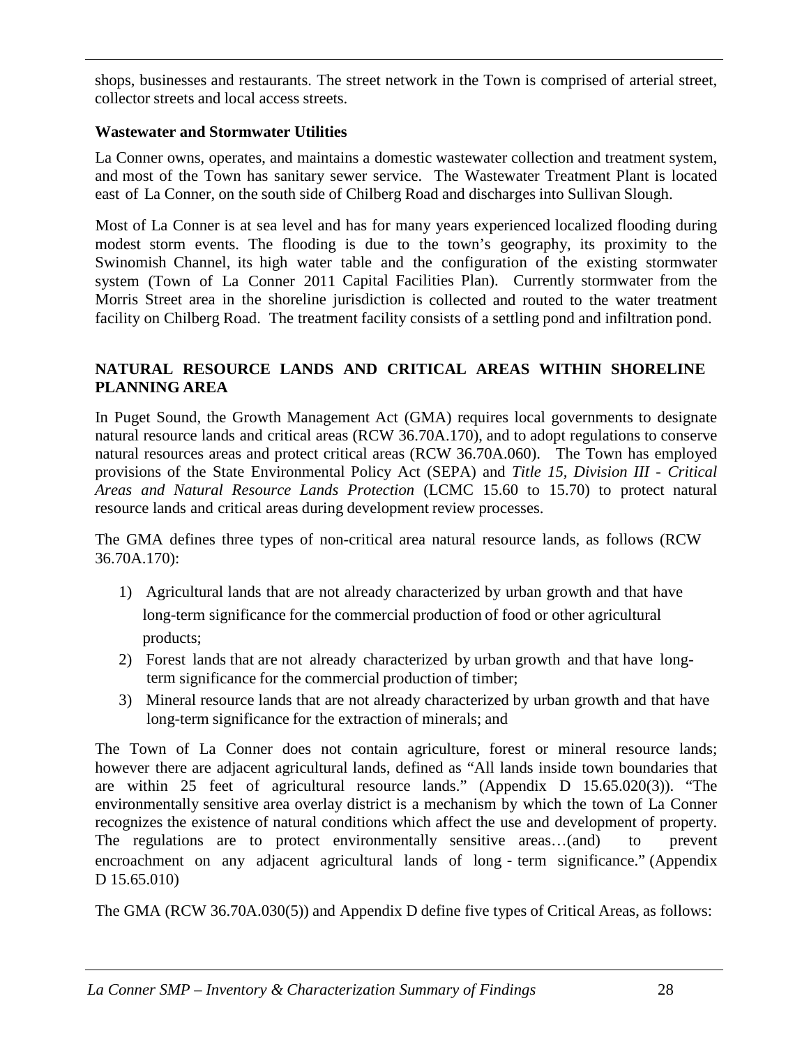shops, businesses and restaurants. The street network in the Town is comprised of arterial street, collector streets and local access streets.

**Wastewater and Stormwater Utilities**

La Conner owns, operates, and maintains a domestic wastewater collection and treatment system, and most of the Town has sanitary sewer service. The Wastewater Treatment Plant is located east of La Conner, on the south side of Chilberg Road and discharges into Sullivan Slough.

Most of La Conner is at sea level and has for many years experienced localized flooding during modest storm events. The flooding is due to the town's geography, its proximity to the Swinomish Channel, its high water table and the configuration of the existing stormwater system (Town of La Conner 2011 Capital Facilities Plan). Currently stormwater from the Morris Street area in the shoreline jurisdiction is collected and routed to the water treatment facility on Chilberg Road. The treatment facility consists of a settling pond and infiltration pond.

## NATURAL RESOURCE LANDS AND CRITICAL AREAS WITHIN SHORELINE PLANNING AREA

In Puget Sound, the Growth Management Act (GMA) requires local governments to designate natural resource lands and critical areas (RCW 36.70A.170), and to adopt regulations to conserve natural resources areas and protect critical areas (RCW 36.70A.060). The Town has employed provisions of the State Environmental Policy Act (SEPA) and *Title 15, Division III - Critical Areas and Natural Resource Lands Protection* (LCMC 15.60 to 15.70) to protect natural resource lands and critical areas during development review processes.

The GMA defines three types of non-critical area natural resource lands, as follows (RCW 36.70A.170):

1) Agricultural lands that are not already characterized by urban growth and that have long-term significance for the commercial production of food or other agricultural products;
2) Forest lands that are not already characterized by urban growth and that have long-term significance for the commercial production of timber;
3) Mineral resource lands that are not already characterized by urban growth and that have long-term significance for the extraction of minerals; and

The Town of La Conner does not contain agriculture, forest or mineral resource lands; however there are adjacent agricultural lands, defined as "All lands inside town boundaries that are within 25 feet of agricultural resource lands." (Appendix D 15.65.020(3)). "The environmentally sensitive area overlay district is a mechanism by which the town of La Conner recognizes the existence of natural conditions which affect the use and development of property. The regulations are to protect environmentally sensitive areas…(and) to prevent encroachment on any adjacent agricultural lands of long - term significance." (Appendix D 15.65.010)

The GMA (RCW 36.70A.030(5)) and Appendix D define five types of Critical Areas, as follows: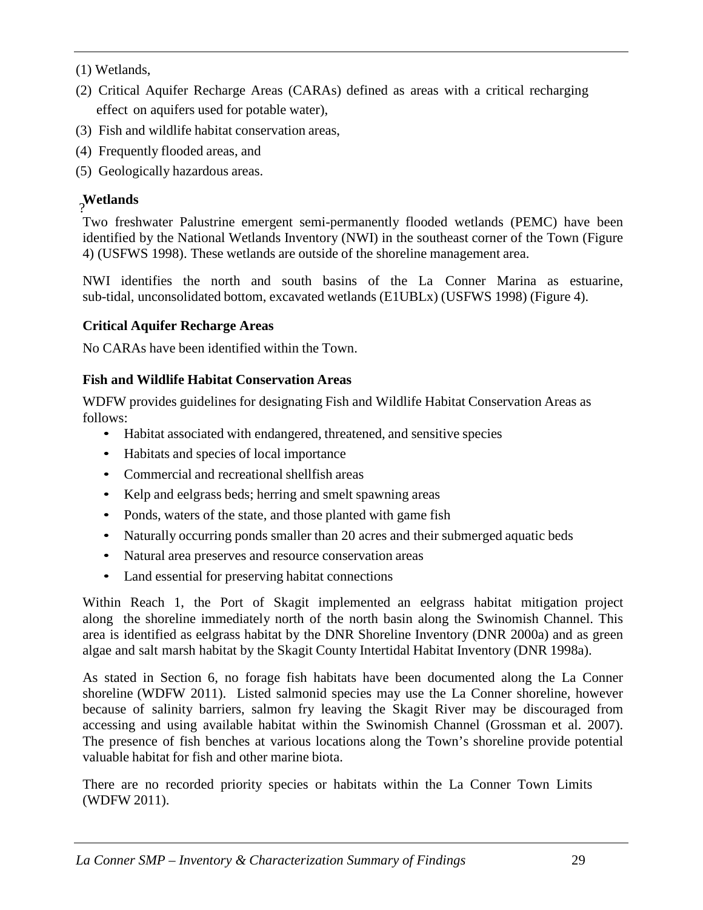(1) Wetlands,

(2) Critical Aquifer Recharge Areas (CARAs) defined as areas with a critical recharging effect on aquifers used for potable water),

(3) Fish and wildlife habitat conservation areas,

(4) Frequently flooded areas, and

(5) Geologically hazardous areas.

### Wetlands

Two freshwater Palustrine emergent semi-permanently flooded wetlands (PEMC) have been identified by the National Wetlands Inventory (NWI) in the southeast corner of the Town (Figure 4) (USFWS 1998). These wetlands are outside of the shoreline management area.

NWI identifies the north and south basins of the La Conner Marina as estuarine, sub-tidal, unconsolidated bottom, excavated wetlands (E1UBLx) (USFWS 1998) (Figure 4).

### Critical Aquifer Recharge Areas

No CARAs have been identified within the Town.

### Fish and Wildlife Habitat Conservation Areas

WDFW provides guidelines for designating Fish and Wildlife Habitat Conservation Areas as follows:

- Habitat associated with endangered, threatened, and sensitive species
- Habitats and species of local importance
- Commercial and recreational shellfish areas
- Kelp and eelgrass beds; herring and smelt spawning areas
- Ponds, waters of the state, and those planted with game fish
- Naturally occurring ponds smaller than 20 acres and their submerged aquatic beds
- Natural area preserves and resource conservation areas
- Land essential for preserving habitat connections

Within Reach 1, the Port of Skagit implemented an eelgrass habitat mitigation project along the shoreline immediately north of the north basin along the Swinomish Channel. This area is identified as eelgrass habitat by the DNR Shoreline Inventory (DNR 2000a) and as green algae and salt marsh habitat by the Skagit County Intertidal Habitat Inventory (DNR 1998a).

As stated in Section 6, no forage fish habitats have been documented along the La Conner shoreline (WDFW 2011). Listed salmonid species may use the La Conner shoreline, however because of salinity barriers, salmon fry leaving the Skagit River may be discouraged from accessing and using available habitat within the Swinomish Channel (Grossman et al. 2007). The presence of fish benches at various locations along the Town's shoreline provide potential valuable habitat for fish and other marine biota.

There are no recorded priority species or habitats within the La Conner Town Limits (WDFW 2011).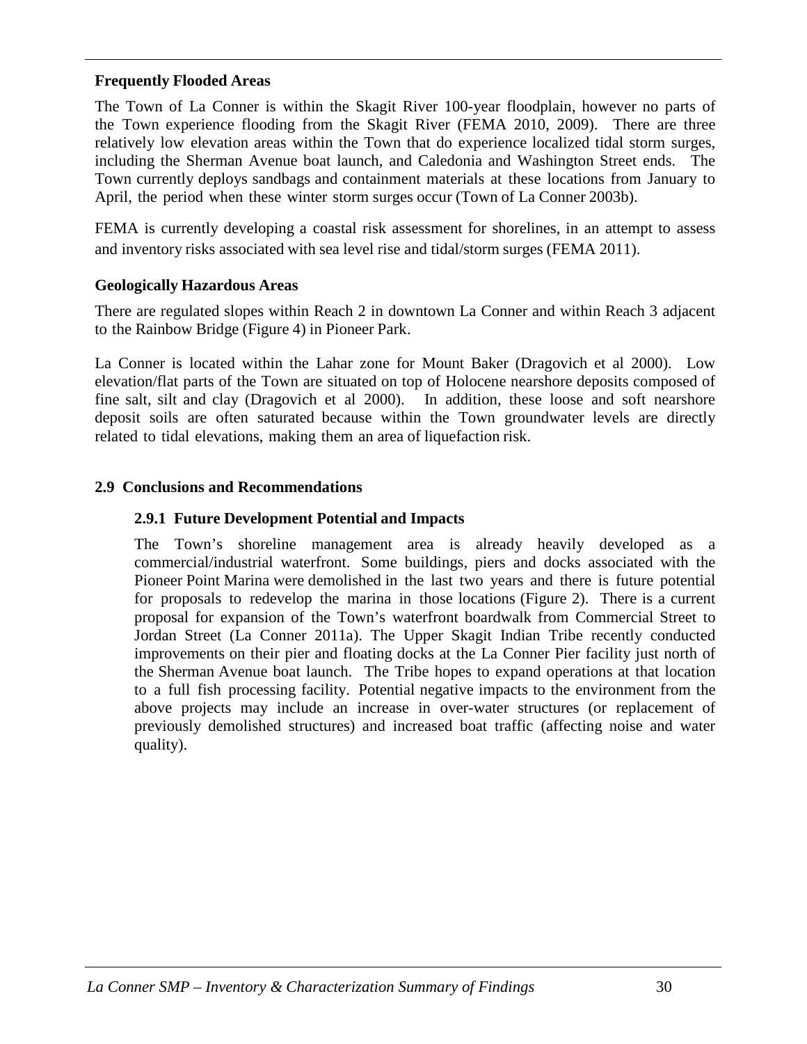### Frequently Flooded Areas

The Town of La Conner is within the Skagit River 100-year floodplain, however no parts of the Town experience flooding from the Skagit River (FEMA 2010, 2009). There are three relatively low elevation areas within the Town that do experience localized tidal storm surges, including the Sherman Avenue boat launch, and Caledonia and Washington Street ends. The Town currently deploys sandbags and containment materials at these locations from January to April, the period when these winter storm surges occur (Town of La Conner 2003b).

FEMA is currently developing a coastal risk assessment for shorelines, in an attempt to assess and inventory risks associated with sea level rise and tidal/storm surges (FEMA 2011).

### Geologically Hazardous Areas

There are regulated slopes within Reach 2 in downtown La Conner and within Reach 3 adjacent to the Rainbow Bridge (Figure 4) in Pioneer Park.

La Conner is located within the Lahar zone for Mount Baker (Dragovich et al 2000). Low elevation/flat parts of the Town are situated on top of Holocene nearshore deposits composed of fine salt, silt and clay (Dragovich et al 2000). In addition, these loose and soft nearshore deposit soils are often saturated because within the Town groundwater levels are directly related to tidal elevations, making them an area of liquefaction risk.

## 2.9 Conclusions and Recommendations

### 2.9.1 Future Development Potential and Impacts

The Town's shoreline management area is already heavily developed as a commercial/industrial waterfront. Some buildings, piers and docks associated with the Pioneer Point Marina were demolished in the last two years and there is future potential for proposals to redevelop the marina in those locations (Figure 2). There is a current proposal for expansion of the Town's waterfront boardwalk from Commercial Street to Jordan Street (La Conner 2011a). The Upper Skagit Indian Tribe recently conducted improvements on their pier and floating docks at the La Conner Pier facility just north of the Sherman Avenue boat launch. The Tribe hopes to expand operations at that location to a full fish processing facility. Potential negative impacts to the environment from the above projects may include an increase in over-water structures (or replacement of previously demolished structures) and increased boat traffic (affecting noise and water quality).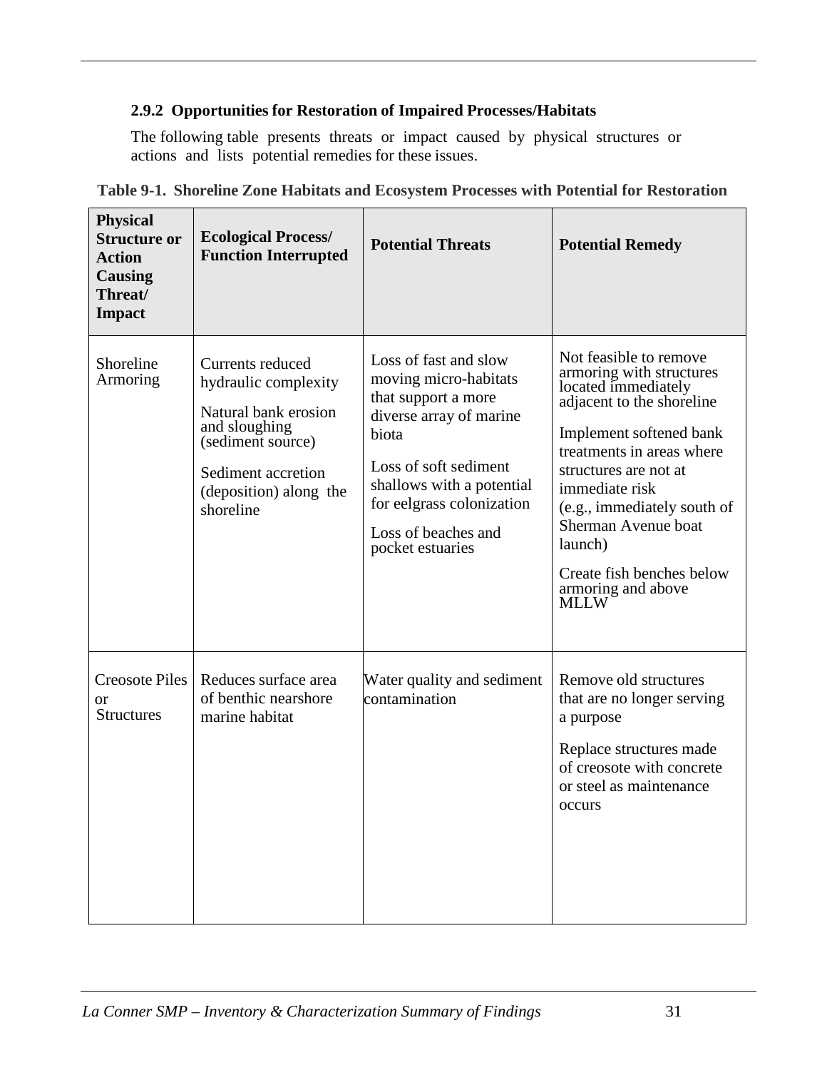### 2.9.2 Opportunities for Restoration of Impaired Processes/Habitats

The following table presents threats or impact caused by physical structures or actions and lists potential remedies for these issues.

**Table 9-1. Shoreline Zone Habitats and Ecosystem Processes with Potential for Restoration**

| Physical Structure or Action Causing Threat/ Impact | Ecological Process/ Function Interrupted | Potential Threats | Potential Remedy |
|---|---|---|---|
| Shoreline Armoring | Currents reduced hydraulic complexity<br><br>Natural bank erosion and sloughing (sediment source)<br><br>Sediment accretion (deposition) along the shoreline | Loss of fast and slow moving micro-habitats that support a more diverse array of marine biota<br><br>Loss of soft sediment shallows with a potential for eelgrass colonization<br><br>Loss of beaches and pocket estuaries | Not feasible to remove armoring with structures located immediately adjacent to the shoreline<br><br>Implement softened bank treatments in areas where structures are not at immediate risk (e.g., immediately south of Sherman Avenue boat launch)<br><br>Create fish benches below armoring and above MLLW |
| Creosote Piles or Structures | Reduces surface area of benthic nearshore marine habitat | Water quality and sediment contamination | Remove old structures that are no longer serving a purpose<br><br>Replace structures made of creosote with concrete or steel as maintenance occurs |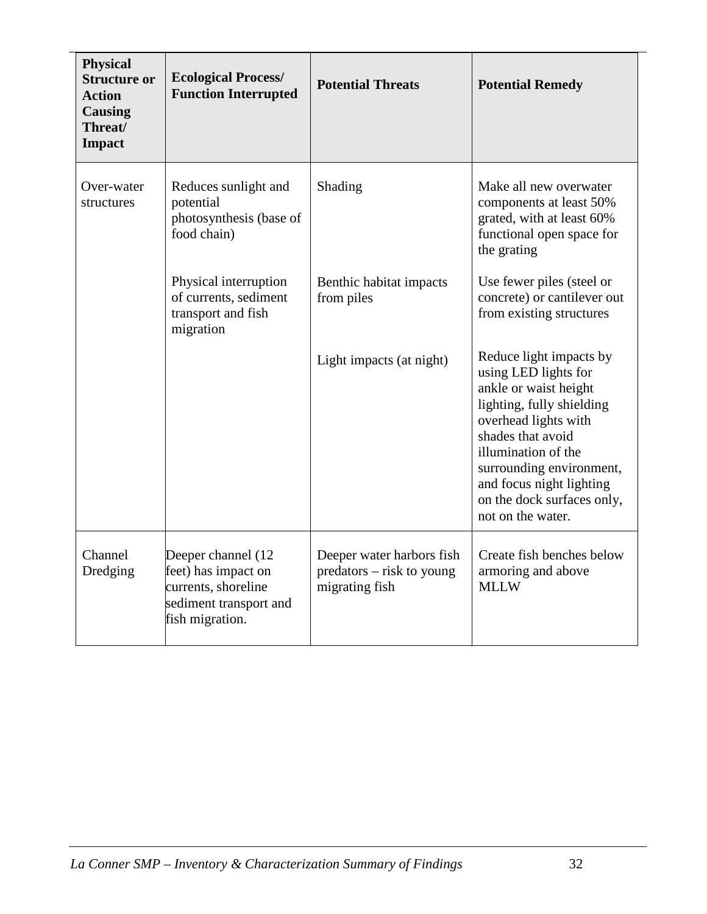| Physical Structure or Action Causing Threat/ Impact | Ecological Process/ Function Interrupted | Potential Threats | Potential Remedy |
|---|---|---|---|
| Over-water structures | Reduces sunlight and potential photosynthesis (base of food chain) | Shading | Make all new overwater components at least 50% grated, with at least 60% functional open space for the grating |
| | Physical interruption of currents, sediment transport and fish migration | Benthic habitat impacts from piles | Use fewer piles (steel or concrete) or cantilever out from existing structures |
| | | Light impacts (at night) | Reduce light impacts by using LED lights for ankle or waist height lighting, fully shielding overhead lights with shades that avoid illumination of the surrounding environment, and focus night lighting on the dock surfaces only, not on the water. |
| Channel Dredging | Deeper channel (12 feet) has impact on currents, shoreline sediment transport and fish migration. | Deeper water harbors fish predators – risk to young migrating fish | Create fish benches below armoring and above MLLW |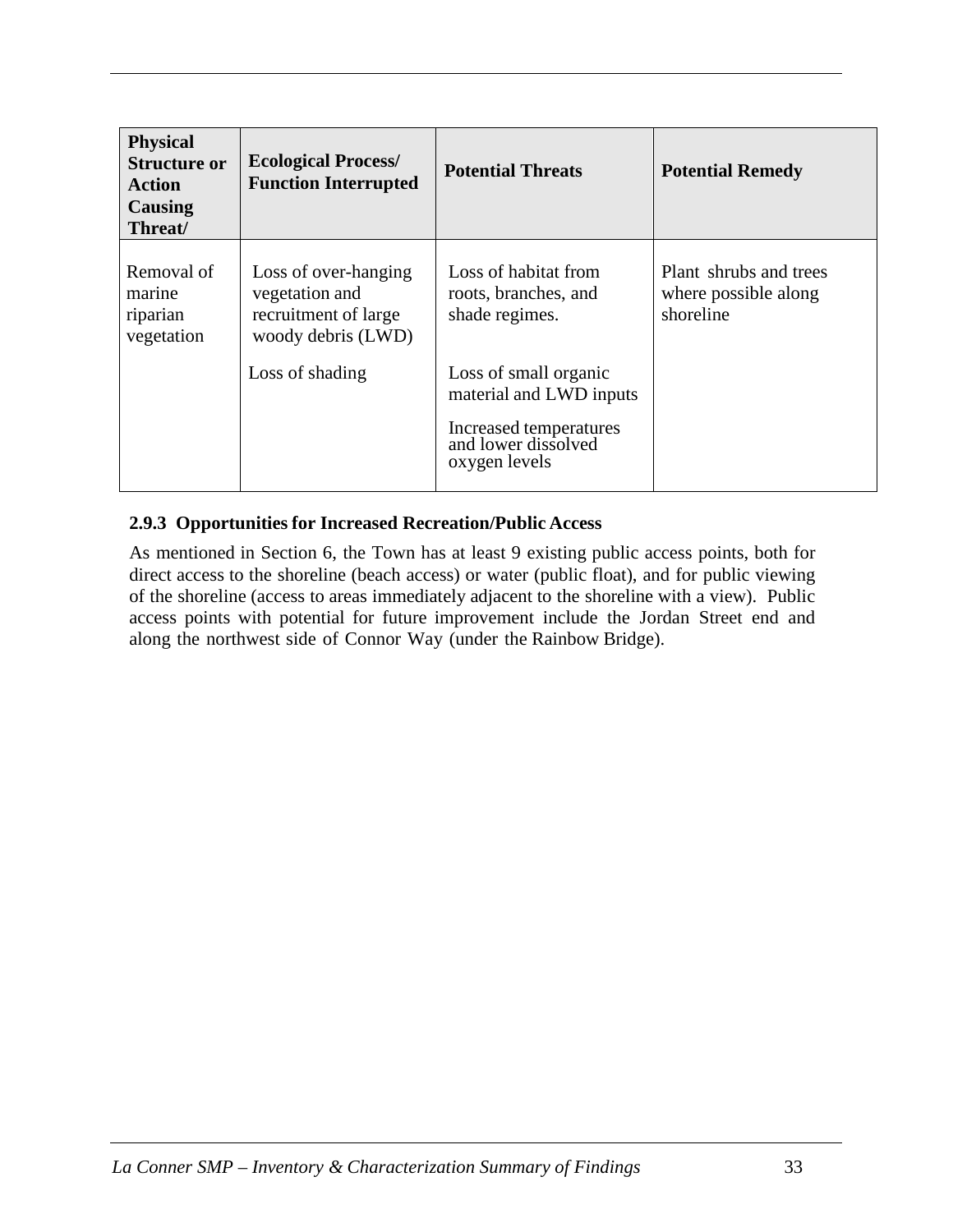| **Physical Structure or Action Causing Threat/** | **Ecological Process/ Function Interrupted** | **Potential Threats** | **Potential Remedy** |
|---|---|---|---|
| Removal of marine riparian vegetation | Loss of over-hanging vegetation and recruitment of large woody debris (LWD)<br><br>Loss of shading | Loss of habitat from roots, branches, and shade regimes.<br><br>Loss of small organic material and LWD inputs<br><br>Increased temperatures and lower dissolved oxygen levels | Plant shrubs and trees where possible along shoreline |

### 2.9.3 Opportunities for Increased Recreation/Public Access

As mentioned in Section 6, the Town has at least 9 existing public access points, both for direct access to the shoreline (beach access) or water (public float), and for public viewing of the shoreline (access to areas immediately adjacent to the shoreline with a view). Public access points with potential for future improvement include the Jordan Street end and along the northwest side of Connor Way (under the Rainbow Bridge).